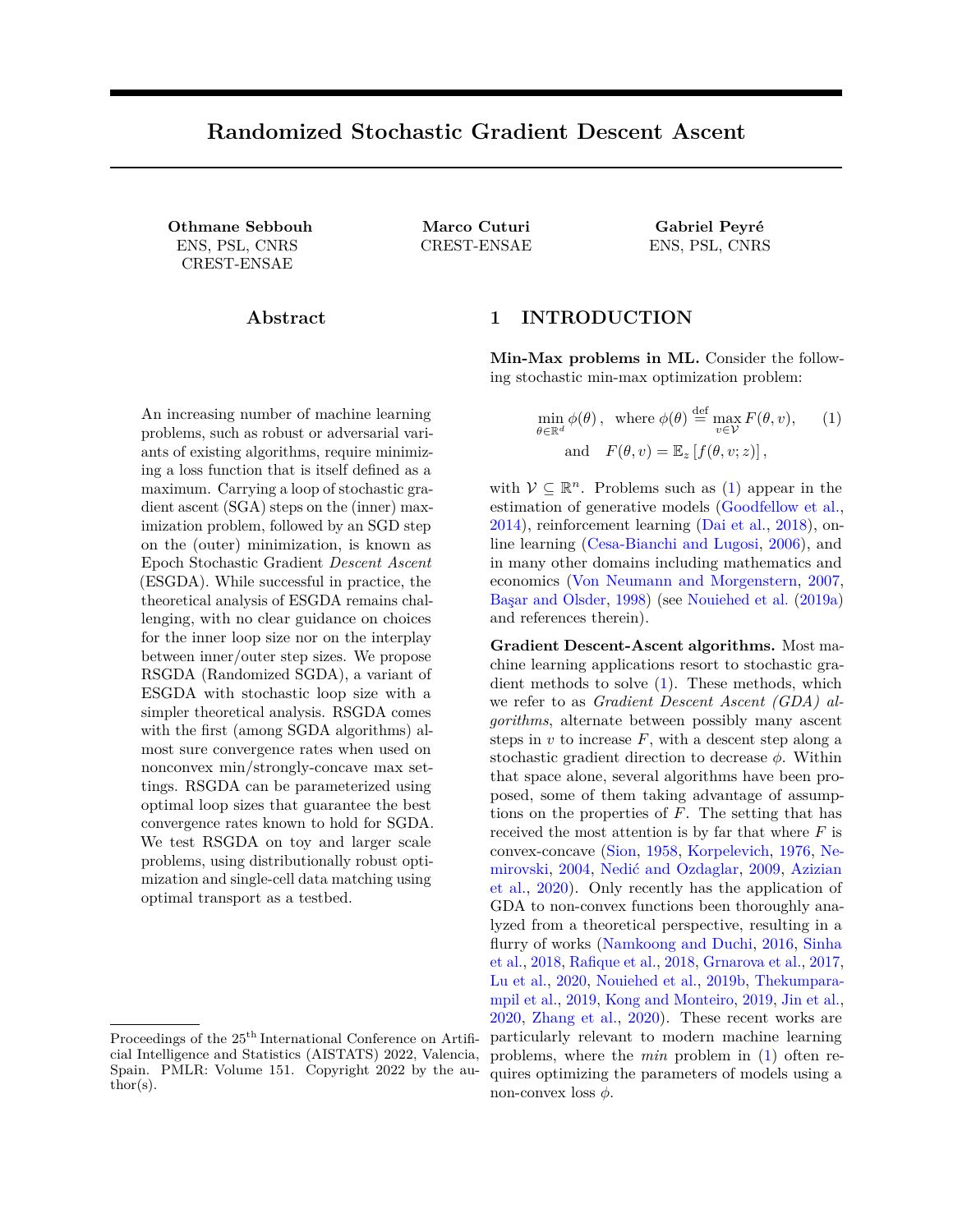# Randomized Stochastic Gradient Descent Ascent

**Othmane Sebbouh**
ENS, PSL, CNRS
CREST-ENSAE

**Marco Cuturi**
CREST-ENSAE

**Gabriel Peyré**
ENS, PSL, CNRS

## Abstract

An increasing number of machine learning problems, such as robust or adversarial variants of existing algorithms, require minimizing a loss function that is itself defined as a maximum. Carrying a loop of stochastic gradient ascent (SGA) steps on the (inner) maximization problem, followed by an SGD step on the (outer) minimization, is known as Epoch Stochastic Gradient *Descent Ascent* (ESGDA). While successful in practice, the theoretical analysis of ESGDA remains challenging, with no clear guidance on choices for the inner loop size nor on the interplay between inner/outer step sizes. We propose RSGDA (Randomized SGDA), a variant of ESGDA with stochastic loop size with a simpler theoretical analysis. RSGDA comes with the first (among SGDA algorithms) almost sure convergence rates when used on nonconvex min/strongly-concave max settings. RSGDA can be parameterized using optimal loop sizes that guarantee the best convergence rates known to hold for SGDA. We test RSGDA on toy and larger scale problems, using distributionally robust optimization and single-cell data matching using optimal transport as a testbed.

## 1 INTRODUCTION

**Min-Max problems in ML.** Consider the following stochastic min-max optimization problem:

$$\min_{\theta \in \mathbb{R}^d} \phi(\theta), \quad \text{where } \phi(\theta) \stackrel{\text{def}}{=} \max_{v \in \mathcal{V}} F(\theta, v), \qquad (1)$$
$$\text{and} \quad F(\theta, v) = \mathbb{E}_z \left[ f(\theta, v; z) \right],$$

with $\mathcal{V} \subseteq \mathbb{R}^n$. Problems such as (1) appear in the estimation of generative models (Goodfellow et al., 2014), reinforcement learning (Dai et al., 2018), online learning (Cesa-Bianchi and Lugosi, 2006), and in many other domains including mathematics and economics (Von Neumann and Morgenstern, 2007, Başar and Olsder, 1998) (see Nouiehed et al. (2019a) and references therein).

**Gradient Descent-Ascent algorithms.** Most machine learning applications resort to stochastic gradient methods to solve (1). These methods, which we refer to as *Gradient Descent Ascent (GDA) algorithms*, alternate between possibly many ascent steps in $v$ to increase $F$, with a descent step along a stochastic gradient direction to decrease $\phi$. Within that space alone, several algorithms have been proposed, some of them taking advantage of assumptions on the properties of $F$. The setting that has received the most attention is by far that where $F$ is convex-concave (Sion, 1958, Korpelevich, 1976, Nemirovski, 2004, Nedić and Ozdaglar, 2009, Azizian et al., 2020). Only recently has the application of GDA to non-convex functions been thoroughly analyzed from a theoretical perspective, resulting in a flurry of works (Namkoong and Duchi, 2016, Sinha et al., 2018, Rafique et al., 2018, Grnarova et al., 2017, Lu et al., 2020, Nouiehed et al., 2019b, Thekumparampil et al., 2019, Kong and Monteiro, 2019, Jin et al., 2020, Zhang et al., 2020). These recent works are particularly relevant to modern machine learning problems, where the *min* problem in (1) often requires optimizing the parameters of models using a non-convex loss $\phi$.

Proceedings of the 25[th] International Conference on Artificial Intelligence and Statistics (AISTATS) 2022, Valencia, Spain. PMLR: Volume 151. Copyright 2022 by the author(s).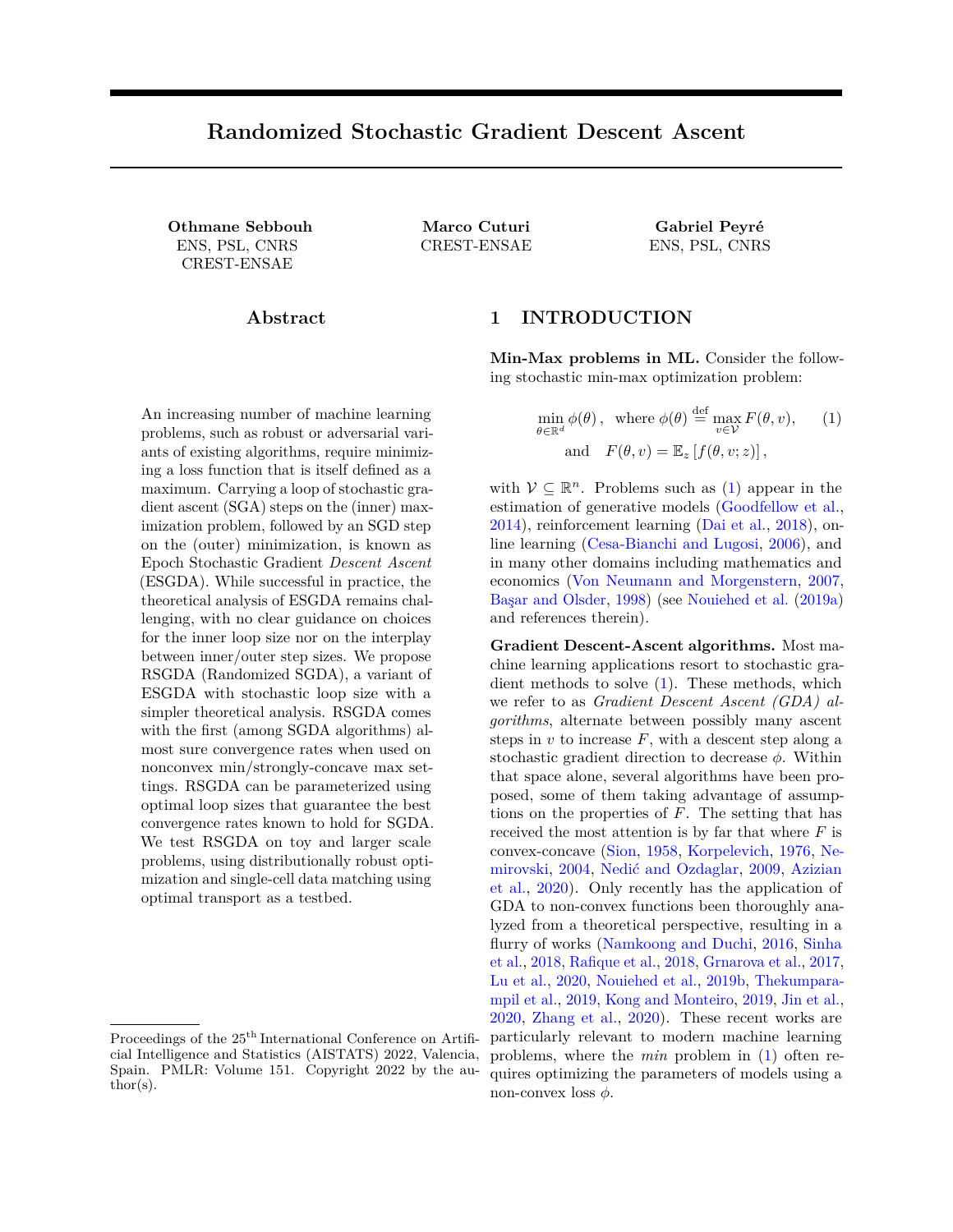# Randomized Stochastic Gradient Descent Ascent

**Othmane Sebbouh**
ENS, PSL, CNRS
CREST-ENSAE

**Marco Cuturi**
CREST-ENSAE

**Gabriel Peyré**
ENS, PSL, CNRS

## Abstract

An increasing number of machine learning problems, such as robust or adversarial variants of existing algorithms, require minimizing a loss function that is itself defined as a maximum. Carrying a loop of stochastic gradient ascent (SGA) steps on the (inner) maximization problem, followed by an SGD step on the (outer) minimization, is known as Epoch Stochastic Gradient *Descent Ascent* (ESGDA). While successful in practice, the theoretical analysis of ESGDA remains challenging, with no clear guidance on choices for the inner loop size nor on the interplay between inner/outer step sizes. We propose RSGDA (Randomized SGDA), a variant of ESGDA with stochastic loop size with a simpler theoretical analysis. RSGDA comes with the first (among SGDA algorithms) almost sure convergence rates when used on nonconvex min/strongly-concave max settings. RSGDA can be parameterized using optimal loop sizes that guarantee the best convergence rates known to hold for SGDA. We test RSGDA on toy and larger scale problems, using distributionally robust optimization and single-cell data matching using optimal transport as a testbed.

## 1 INTRODUCTION

**Min-Max problems in ML.** Consider the following stochastic min-max optimization problem:

$$\min_{\theta \in \mathbb{R}^d} \phi(\theta), \quad \text{where } \phi(\theta) \stackrel{\text{def}}{=} \max_{v \in \mathcal{V}} F(\theta, v), \tag{1}$$
$$\text{and} \quad F(\theta, v) = \mathbb{E}_z \left[ f(\theta, v; z) \right],$$

with $\mathcal{V} \subseteq \mathbb{R}^n$. Problems such as (1) appear in the estimation of generative models (Goodfellow et al., 2014), reinforcement learning (Dai et al., 2018), online learning (Cesa-Bianchi and Lugosi, 2006), and in many other domains including mathematics and economics (Von Neumann and Morgenstern, 2007, Başar and Olsder, 1998) (see Nouiehed et al. (2019a) and references therein).

**Gradient Descent-Ascent algorithms.** Most machine learning applications resort to stochastic gradient methods to solve (1). These methods, which we refer to as *Gradient Descent Ascent (GDA) algorithms*, alternate between possibly many ascent steps in $v$ to increase $F$, with a descent step along a stochastic gradient direction to decrease $\phi$. Within that space alone, several algorithms have been proposed, some of them taking advantage of assumptions on the properties of $F$. The setting that has received the most attention is by far that where $F$ is convex-concave (Sion, 1958, Korpelevich, 1976, Nemirovski, 2004, Nedić and Ozdaglar, 2009, Azizian et al., 2020). Only recently has the application of GDA to non-convex functions been thoroughly analyzed from a theoretical perspective, resulting in a flurry of works (Namkoong and Duchi, 2016, Sinha et al., 2018, Rafique et al., 2018, Grnarova et al., 2017, Lu et al., 2020, Nouiehed et al., 2019b, Thekumparampil et al., 2019, Kong and Monteiro, 2019, Jin et al., 2020, Zhang et al., 2020). These recent works are particularly relevant to modern machine learning problems, where the *min* problem in (1) often requires optimizing the parameters of models using a non-convex loss $\phi$.

Proceedings of the 25[th] International Conference on Artificial Intelligence and Statistics (AISTATS) 2022, Valencia, Spain. PMLR: Volume 151. Copyright 2022 by the author(s).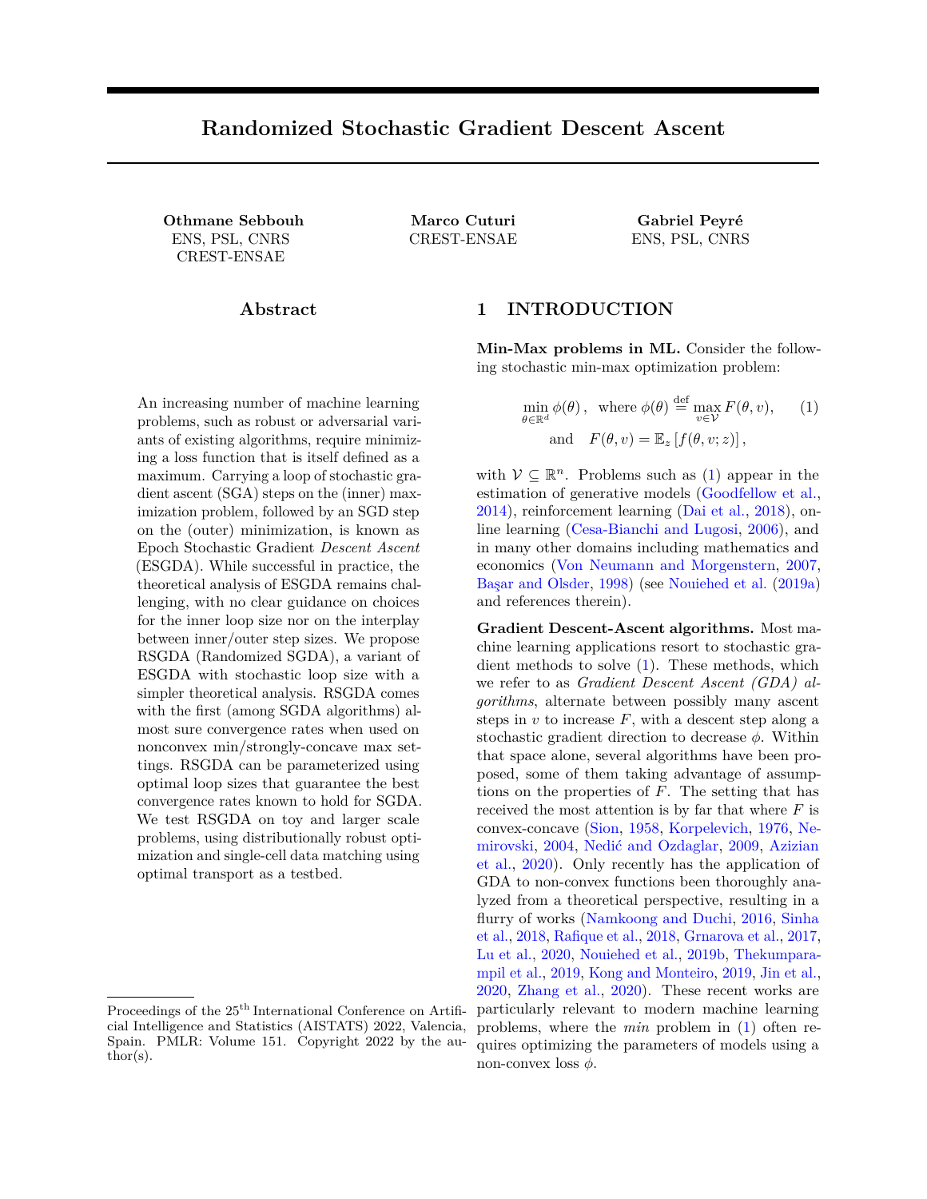# Randomized Stochastic Gradient Descent Ascent

**Othmane Sebbouh**
ENS, PSL, CNRS
CREST-ENSAE

**Marco Cuturi**
CREST-ENSAE

**Gabriel Peyré**
ENS, PSL, CNRS

## Abstract

An increasing number of machine learning problems, such as robust or adversarial variants of existing algorithms, require minimizing a loss function that is itself defined as a maximum. Carrying a loop of stochastic gradient ascent (SGA) steps on the (inner) maximization problem, followed by an SGD step on the (outer) minimization, is known as Epoch Stochastic Gradient *Descent Ascent* (ESGDA). While successful in practice, the theoretical analysis of ESGDA remains challenging, with no clear guidance on choices for the inner loop size nor on the interplay between inner/outer step sizes. We propose RSGDA (Randomized SGDA), a variant of ESGDA with stochastic loop size with a simpler theoretical analysis. RSGDA comes with the first (among SGDA algorithms) almost sure convergence rates when used on nonconvex min/strongly-concave max settings. RSGDA can be parameterized using optimal loop sizes that guarantee the best convergence rates known to hold for SGDA. We test RSGDA on toy and larger scale problems, using distributionally robust optimization and single-cell data matching using optimal transport as a testbed.

## 1 INTRODUCTION

**Min-Max problems in ML.** Consider the following stochastic min-max optimization problem:

$$\min_{\theta \in \mathbb{R}^d} \phi(\theta), \quad \text{where } \phi(\theta) \overset{\text{def}}{=} \max_{v \in \mathcal{V}} F(\theta, v), \qquad (1)$$
$$\text{and} \quad F(\theta, v) = \mathbb{E}_z \left[ f(\theta, v; z) \right],$$

with $\mathcal{V} \subseteq \mathbb{R}^n$. Problems such as (1) appear in the estimation of generative models (Goodfellow et al., 2014), reinforcement learning (Dai et al., 2018), online learning (Cesa-Bianchi and Lugosi, 2006), and in many other domains including mathematics and economics (Von Neumann and Morgenstern, 2007, Başar and Olsder, 1998) (see Nouiehed et al. (2019a) and references therein).

**Gradient Descent-Ascent algorithms.** Most machine learning applications resort to stochastic gradient methods to solve (1). These methods, which we refer to as *Gradient Descent Ascent (GDA) algorithms*, alternate between possibly many ascent steps in $v$ to increase $F$, with a descent step along a stochastic gradient direction to decrease $\phi$. Within that space alone, several algorithms have been proposed, some of them taking advantage of assumptions on the properties of $F$. The setting that has received the most attention is by far that where $F$ is convex-concave (Sion, 1958, Korpelevich, 1976, Nemirovski, 2004, Nedić and Ozdaglar, 2009, Azizian et al., 2020). Only recently has the application of GDA to non-convex functions been thoroughly analyzed from a theoretical perspective, resulting in a flurry of works (Namkoong and Duchi, 2016, Sinha et al., 2018, Rafique et al., 2018, Grnarova et al., 2017, Lu et al., 2020, Nouiehed et al., 2019b, Thekumparampil et al., 2019, Kong and Monteiro, 2019, Jin et al., 2020, Zhang et al., 2020). These recent works are particularly relevant to modern machine learning problems, where the *min* problem in (1) often requires optimizing the parameters of models using a non-convex loss $\phi$.

Proceedings of the 25[th] International Conference on Artificial Intelligence and Statistics (AISTATS) 2022, Valencia, Spain. PMLR: Volume 151. Copyright 2022 by the author(s).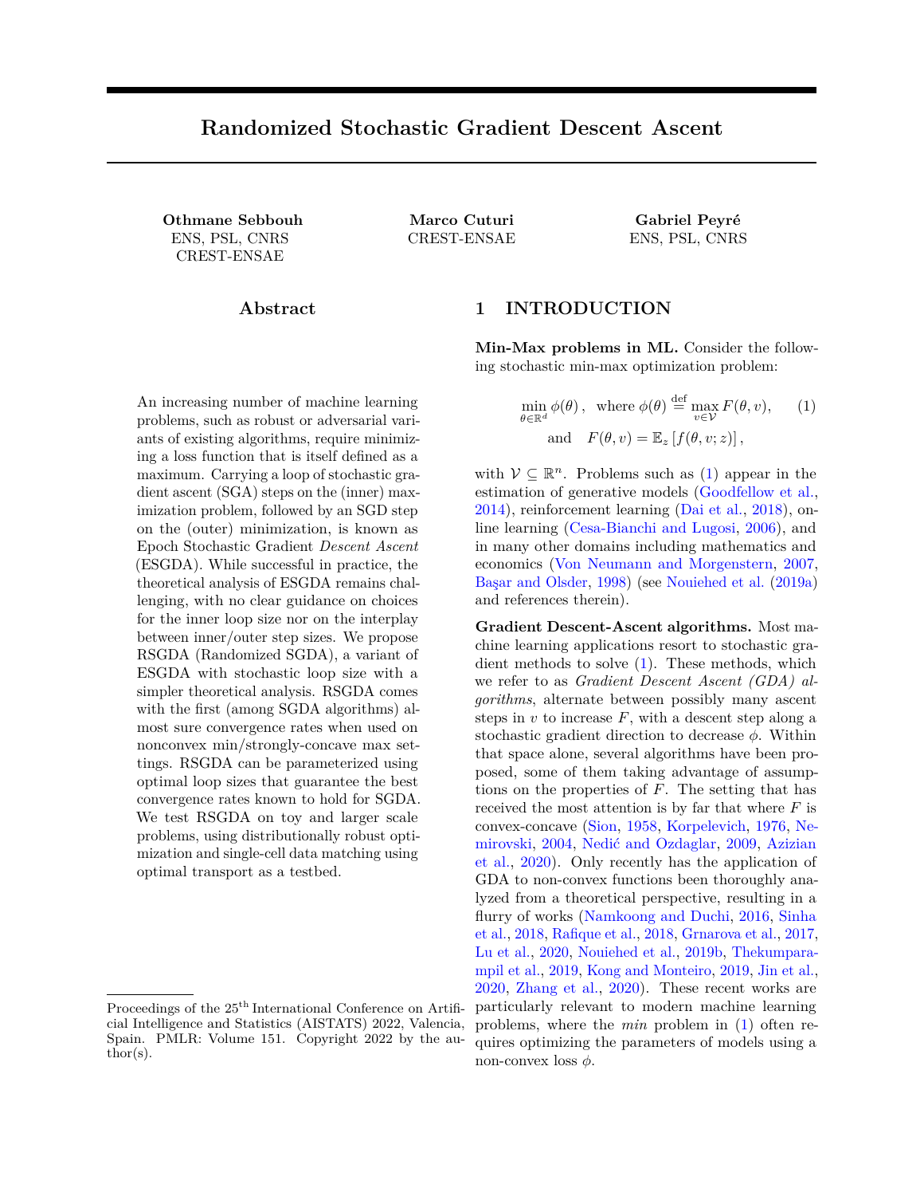# Randomized Stochastic Gradient Descent Ascent

**Othmane Sebbouh**
ENS, PSL, CNRS
CREST-ENSAE

**Marco Cuturi**
CREST-ENSAE

**Gabriel Peyré**
ENS, PSL, CNRS

## Abstract

An increasing number of machine learning problems, such as robust or adversarial variants of existing algorithms, require minimizing a loss function that is itself defined as a maximum. Carrying a loop of stochastic gradient ascent (SGA) steps on the (inner) maximization problem, followed by an SGD step on the (outer) minimization, is known as Epoch Stochastic Gradient *Descent Ascent* (ESGDA). While successful in practice, the theoretical analysis of ESGDA remains challenging, with no clear guidance on choices for the inner loop size nor on the interplay between inner/outer step sizes. We propose RSGDA (Randomized SGDA), a variant of ESGDA with stochastic loop size with a simpler theoretical analysis. RSGDA comes with the first (among SGDA algorithms) almost sure convergence rates when used on nonconvex min/strongly-concave max settings. RSGDA can be parameterized using optimal loop sizes that guarantee the best convergence rates known to hold for SGDA. We test RSGDA on toy and larger scale problems, using distributionally robust optimization and single-cell data matching using optimal transport as a testbed.

## 1 INTRODUCTION

**Min-Max problems in ML.** Consider the following stochastic min-max optimization problem:

$$\min_{\theta \in \mathbb{R}^d} \phi(\theta), \quad \text{where } \phi(\theta) \stackrel{\text{def}}{=} \max_{v \in \mathcal{V}} F(\theta, v), \qquad (1)$$
$$\text{and} \quad F(\theta, v) = \mathbb{E}_z \left[ f(\theta, v; z) \right],$$

with $\mathcal{V} \subseteq \mathbb{R}^n$. Problems such as (1) appear in the estimation of generative models (Goodfellow et al., 2014), reinforcement learning (Dai et al., 2018), online learning (Cesa-Bianchi and Lugosi, 2006), and in many other domains including mathematics and economics (Von Neumann and Morgenstern, 2007, Başar and Olsder, 1998) (see Nouiehed et al. (2019a) and references therein).

**Gradient Descent-Ascent algorithms.** Most machine learning applications resort to stochastic gradient methods to solve (1). These methods, which we refer to as *Gradient Descent Ascent (GDA) algorithms*, alternate between possibly many ascent steps in $v$ to increase $F$, with a descent step along a stochastic gradient direction to decrease $\phi$. Within that space alone, several algorithms have been proposed, some of them taking advantage of assumptions on the properties of $F$. The setting that has received the most attention is by far that where $F$ is convex-concave (Sion, 1958, Korpelevich, 1976, Nemirovski, 2004, Nedić and Ozdaglar, 2009, Azizian et al., 2020). Only recently has the application of GDA to non-convex functions been thoroughly analyzed from a theoretical perspective, resulting in a flurry of works (Namkoong and Duchi, 2016, Sinha et al., 2018, Rafique et al., 2018, Grnarova et al., 2017, Lu et al., 2020, Nouiehed et al., 2019b, Thekumparampil et al., 2019, Kong and Monteiro, 2019, Jin et al., 2020, Zhang et al., 2020). These recent works are particularly relevant to modern machine learning problems, where the *min* problem in (1) often requires optimizing the parameters of models using a non-convex loss $\phi$.

Proceedings of the 25[th] International Conference on Artificial Intelligence and Statistics (AISTATS) 2022, Valencia, Spain. PMLR: Volume 151. Copyright 2022 by the author(s).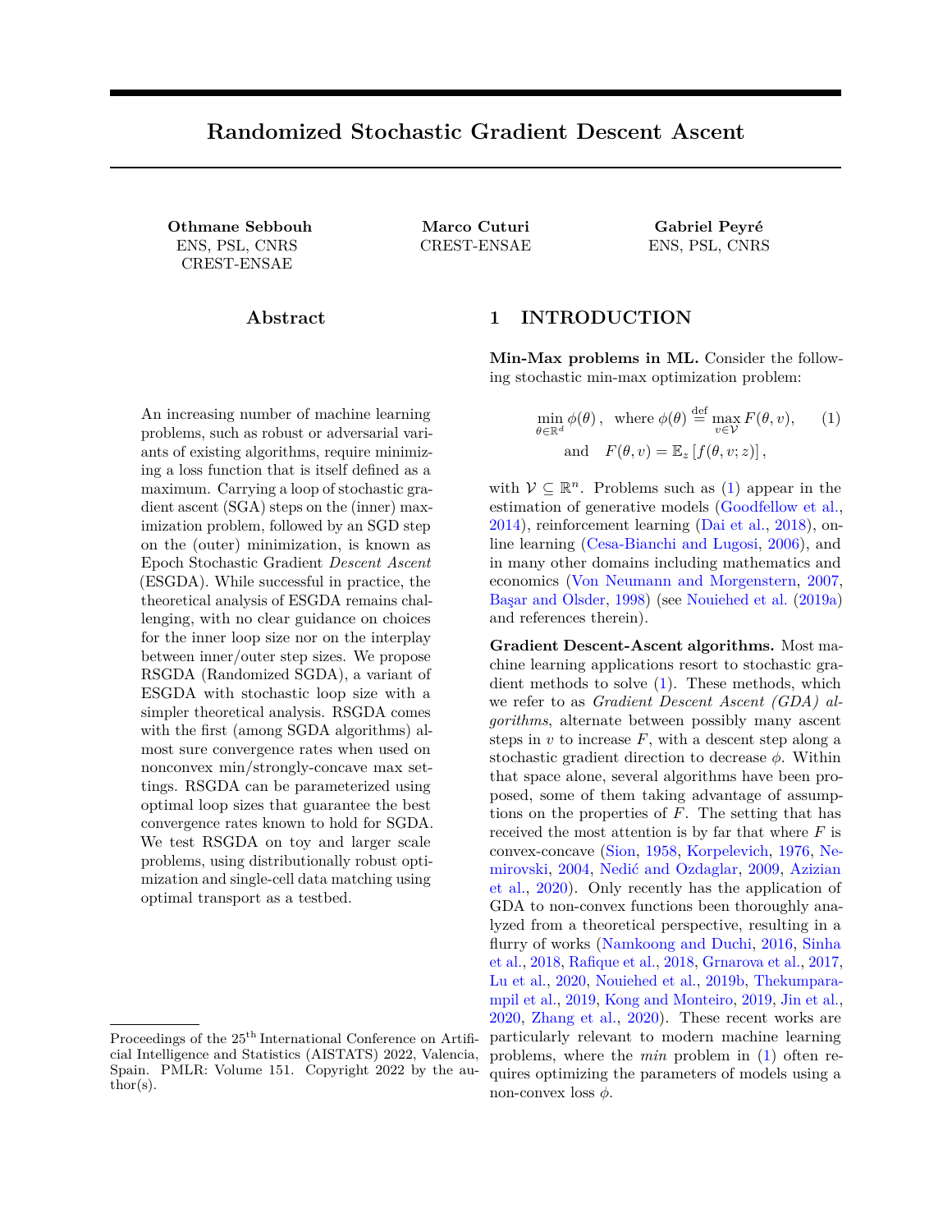# Randomized Stochastic Gradient Descent Ascent

**Othmane Sebbouh**
ENS, PSL, CNRS
CREST-ENSAE

**Marco Cuturi**
CREST-ENSAE

**Gabriel Peyré**
ENS, PSL, CNRS

## Abstract

An increasing number of machine learning problems, such as robust or adversarial variants of existing algorithms, require minimizing a loss function that is itself defined as a maximum. Carrying a loop of stochastic gradient ascent (SGA) steps on the (inner) maximization problem, followed by an SGD step on the (outer) minimization, is known as Epoch Stochastic Gradient *Descent Ascent* (ESGDA). While successful in practice, the theoretical analysis of ESGDA remains challenging, with no clear guidance on choices for the inner loop size nor on the interplay between inner/outer step sizes. We propose RSGDA (Randomized SGDA), a variant of ESGDA with stochastic loop size with a simpler theoretical analysis. RSGDA comes with the first (among SGDA algorithms) almost sure convergence rates when used on nonconvex min/strongly-concave max settings. RSGDA can be parameterized using optimal loop sizes that guarantee the best convergence rates known to hold for SGDA. We test RSGDA on toy and larger scale problems, using distributionally robust optimization and single-cell data matching using optimal transport as a testbed.

## 1 INTRODUCTION

**Min-Max problems in ML.** Consider the following stochastic min-max optimization problem:

$$\min_{\theta \in \mathbb{R}^d} \phi(\theta), \quad \text{where } \phi(\theta) \stackrel{\text{def}}{=} \max_{v \in \mathcal{V}} F(\theta, v), \qquad (1)$$
$$\text{and} \quad F(\theta, v) = \mathbb{E}_z \left[ f(\theta, v; z) \right],$$

with $\mathcal{V} \subseteq \mathbb{R}^n$. Problems such as (1) appear in the estimation of generative models (Goodfellow et al., 2014), reinforcement learning (Dai et al., 2018), online learning (Cesa-Bianchi and Lugosi, 2006), and in many other domains including mathematics and economics (Von Neumann and Morgenstern, 2007, Başar and Olsder, 1998) (see Nouiehed et al. (2019a) and references therein).

**Gradient Descent-Ascent algorithms.** Most machine learning applications resort to stochastic gradient methods to solve (1). These methods, which we refer to as *Gradient Descent Ascent (GDA) algorithms*, alternate between possibly many ascent steps in $v$ to increase $F$, with a descent step along a stochastic gradient direction to decrease $\phi$. Within that space alone, several algorithms have been proposed, some of them taking advantage of assumptions on the properties of $F$. The setting that has received the most attention is by far that where $F$ is convex-concave (Sion, 1958, Korpelevich, 1976, Nemirovski, 2004, Nedić and Ozdaglar, 2009, Azizian et al., 2020). Only recently has the application of GDA to non-convex functions been thoroughly analyzed from a theoretical perspective, resulting in a flurry of works (Namkoong and Duchi, 2016, Sinha et al., 2018, Rafique et al., 2018, Grnarova et al., 2017, Lu et al., 2020, Nouiehed et al., 2019b, Thekumparampil et al., 2019, Kong and Monteiro, 2019, Jin et al., 2020, Zhang et al., 2020). These recent works are particularly relevant to modern machine learning problems, where the *min* problem in (1) often requires optimizing the parameters of models using a non-convex loss $\phi$.

Proceedings of the 25[th] International Conference on Artificial Intelligence and Statistics (AISTATS) 2022, Valencia, Spain. PMLR: Volume 151. Copyright 2022 by the author(s).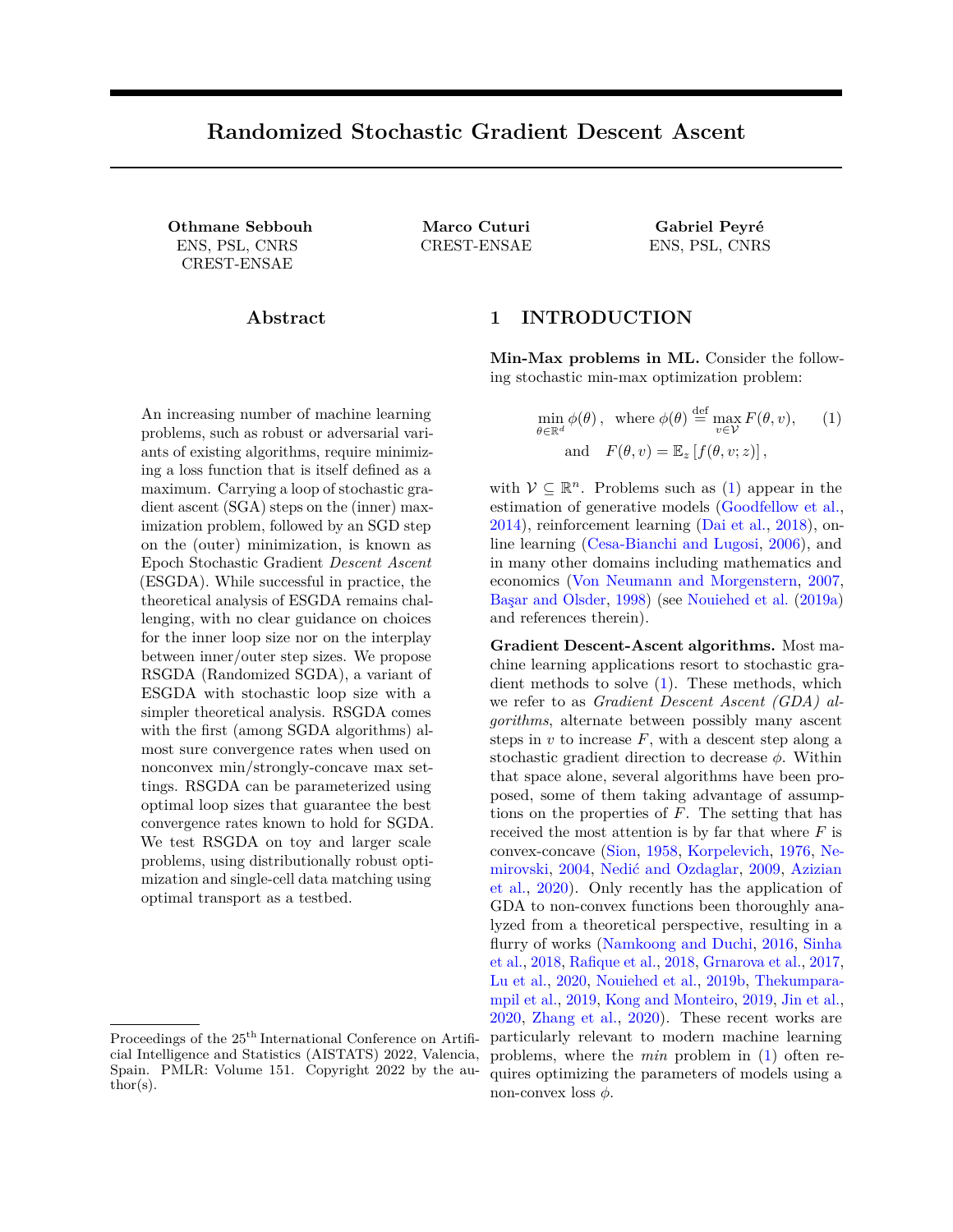# Randomized Stochastic Gradient Descent Ascent

**Othmane Sebbouh**
ENS, PSL, CNRS
CREST-ENSAE

**Marco Cuturi**
CREST-ENSAE

**Gabriel Peyré**
ENS, PSL, CNRS

## Abstract

An increasing number of machine learning problems, such as robust or adversarial variants of existing algorithms, require minimizing a loss function that is itself defined as a maximum. Carrying a loop of stochastic gradient ascent (SGA) steps on the (inner) maximization problem, followed by an SGD step on the (outer) minimization, is known as Epoch Stochastic Gradient *Descent Ascent* (ESGDA). While successful in practice, the theoretical analysis of ESGDA remains challenging, with no clear guidance on choices for the inner loop size nor on the interplay between inner/outer step sizes. We propose RSGDA (Randomized SGDA), a variant of ESGDA with stochastic loop size with a simpler theoretical analysis. RSGDA comes with the first (among SGDA algorithms) almost sure convergence rates when used on nonconvex min/strongly-concave max settings. RSGDA can be parameterized using optimal loop sizes that guarantee the best convergence rates known to hold for SGDA. We test RSGDA on toy and larger scale problems, using distributionally robust optimization and single-cell data matching using optimal transport as a testbed.

## 1 INTRODUCTION

**Min-Max problems in ML.** Consider the following stochastic min-max optimization problem:

$$\min_{\theta \in \mathbb{R}^d} \phi(\theta)\,, \quad \text{where } \phi(\theta) \overset{\text{def}}{=} \max_{v \in \mathcal{V}} F(\theta, v), \qquad (1)$$
$$\text{and} \quad F(\theta, v) = \mathbb{E}_z\left[f(\theta, v; z)\right],$$

with $\mathcal{V} \subseteq \mathbb{R}^n$. Problems such as (1) appear in the estimation of generative models (Goodfellow et al., 2014), reinforcement learning (Dai et al., 2018), online learning (Cesa-Bianchi and Lugosi, 2006), and in many other domains including mathematics and economics (Von Neumann and Morgenstern, 2007, Başar and Olsder, 1998) (see Nouiehed et al. (2019a) and references therein).

**Gradient Descent-Ascent algorithms.** Most machine learning applications resort to stochastic gradient methods to solve (1). These methods, which we refer to as *Gradient Descent Ascent (GDA) algorithms*, alternate between possibly many ascent steps in $v$ to increase $F$, with a descent step along a stochastic gradient direction to decrease $\phi$. Within that space alone, several algorithms have been proposed, some of them taking advantage of assumptions on the properties of $F$. The setting that has received the most attention is by far that where $F$ is convex-concave (Sion, 1958, Korpelevich, 1976, Nemirovski, 2004, Nedić and Ozdaglar, 2009, Azizian et al., 2020). Only recently has the application of GDA to non-convex functions been thoroughly analyzed from a theoretical perspective, resulting in a flurry of works (Namkoong and Duchi, 2016, Sinha et al., 2018, Rafique et al., 2018, Grnarova et al., 2017, Lu et al., 2020, Nouiehed et al., 2019b, Thekumparampil et al., 2019, Kong and Monteiro, 2019, Jin et al., 2020, Zhang et al., 2020). These recent works are particularly relevant to modern machine learning problems, where the *min* problem in (1) often requires optimizing the parameters of models using a non-convex loss $\phi$.

Proceedings of the 25[th] International Conference on Artificial Intelligence and Statistics (AISTATS) 2022, Valencia, Spain. PMLR: Volume 151. Copyright 2022 by the author(s).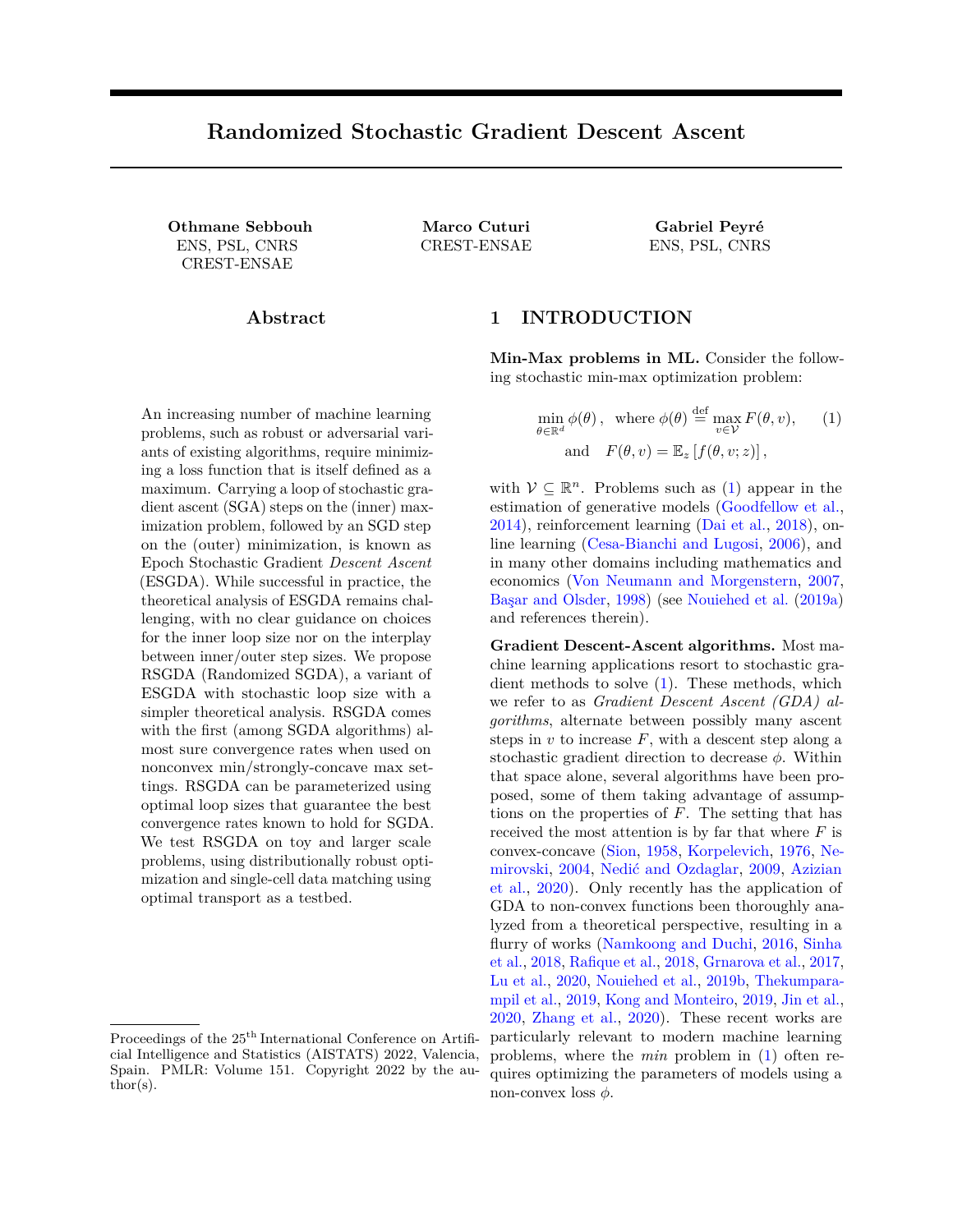# Randomized Stochastic Gradient Descent Ascent

**Othmane Sebbouh**
ENS, PSL, CNRS
CREST-ENSAE

**Marco Cuturi**
CREST-ENSAE

**Gabriel Peyré**
ENS, PSL, CNRS

## Abstract

An increasing number of machine learning problems, such as robust or adversarial variants of existing algorithms, require minimizing a loss function that is itself defined as a maximum. Carrying a loop of stochastic gradient ascent (SGA) steps on the (inner) maximization problem, followed by an SGD step on the (outer) minimization, is known as Epoch Stochastic Gradient *Descent Ascent* (ESGDA). While successful in practice, the theoretical analysis of ESGDA remains challenging, with no clear guidance on choices for the inner loop size nor on the interplay between inner/outer step sizes. We propose RSGDA (Randomized SGDA), a variant of ESGDA with stochastic loop size with a simpler theoretical analysis. RSGDA comes with the first (among SGDA algorithms) almost sure convergence rates when used on nonconvex min/strongly-concave max settings. RSGDA can be parameterized using optimal loop sizes that guarantee the best convergence rates known to hold for SGDA. We test RSGDA on toy and larger scale problems, using distributionally robust optimization and single-cell data matching using optimal transport as a testbed.

Proceedings of the 25[th] International Conference on Artificial Intelligence and Statistics (AISTATS) 2022, Valencia, Spain. PMLR: Volume 151. Copyright 2022 by the author(s).

## 1 INTRODUCTION

**Min-Max problems in ML.** Consider the following stochastic min-max optimization problem:

$$\min_{\theta \in \mathbb{R}^d} \phi(\theta), \quad \text{where } \phi(\theta) \stackrel{\text{def}}{=} \max_{v \in \mathcal{V}} F(\theta, v), \qquad (1)$$
$$\text{and} \quad F(\theta, v) = \mathbb{E}_z \left[ f(\theta, v; z) \right],$$

with $\mathcal{V} \subseteq \mathbb{R}^n$. Problems such as (1) appear in the estimation of generative models (Goodfellow et al., 2014), reinforcement learning (Dai et al., 2018), online learning (Cesa-Bianchi and Lugosi, 2006), and in many other domains including mathematics and economics (Von Neumann and Morgenstern, 2007, Başar and Olsder, 1998) (see Nouiehed et al. (2019a) and references therein).

**Gradient Descent-Ascent algorithms.** Most machine learning applications resort to stochastic gradient methods to solve (1). These methods, which we refer to as *Gradient Descent Ascent (GDA) algorithms*, alternate between possibly many ascent steps in $v$ to increase $F$, with a descent step along a stochastic gradient direction to decrease $\phi$. Within that space alone, several algorithms have been proposed, some of them taking advantage of assumptions on the properties of $F$. The setting that has received the most attention is by far that where $F$ is convex-concave (Sion, 1958, Korpelevich, 1976, Nemirovski, 2004, Nedić and Ozdaglar, 2009, Azizian et al., 2020). Only recently has the application of GDA to non-convex functions been thoroughly analyzed from a theoretical perspective, resulting in a flurry of works (Namkoong and Duchi, 2016, Sinha et al., 2018, Rafique et al., 2018, Grnarova et al., 2017, Lu et al., 2020, Nouiehed et al., 2019b, Thekumparampil et al., 2019, Kong and Monteiro, 2019, Jin et al., 2020, Zhang et al., 2020). These recent works are particularly relevant to modern machine learning problems, where the *min* problem in (1) often requires optimizing the parameters of models using a non-convex loss $\phi$.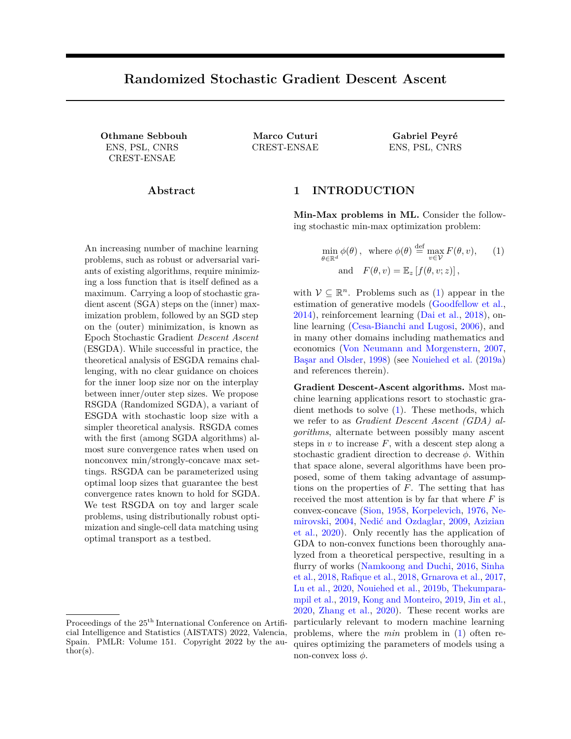# Randomized Stochastic Gradient Descent Ascent

**Othmane Sebbouh**
ENS, PSL, CNRS
CREST-ENSAE

**Marco Cuturi**
CREST-ENSAE

**Gabriel Peyré**
ENS, PSL, CNRS

## Abstract

An increasing number of machine learning problems, such as robust or adversarial variants of existing algorithms, require minimizing a loss function that is itself defined as a maximum. Carrying a loop of stochastic gradient ascent (SGA) steps on the (inner) maximization problem, followed by an SGD step on the (outer) minimization, is known as Epoch Stochastic Gradient *Descent Ascent* (ESGDA). While successful in practice, the theoretical analysis of ESGDA remains challenging, with no clear guidance on choices for the inner loop size nor on the interplay between inner/outer step sizes. We propose RSGDA (Randomized SGDA), a variant of ESGDA with stochastic loop size with a simpler theoretical analysis. RSGDA comes with the first (among SGDA algorithms) almost sure convergence rates when used on nonconvex min/strongly-concave max settings. RSGDA can be parameterized using optimal loop sizes that guarantee the best convergence rates known to hold for SGDA. We test RSGDA on toy and larger scale problems, using distributionally robust optimization and single-cell data matching using optimal transport as a testbed.

Proceedings of the 25[th] International Conference on Artificial Intelligence and Statistics (AISTATS) 2022, Valencia, Spain. PMLR: Volume 151. Copyright 2022 by the author(s).

## 1 INTRODUCTION

**Min-Max problems in ML.** Consider the following stochastic min-max optimization problem:

$$\min_{\theta \in \mathbb{R}^d} \phi(\theta), \quad \text{where } \phi(\theta) \stackrel{\text{def}}{=} \max_{v \in \mathcal{V}} F(\theta, v), \qquad (1)$$
$$\text{and} \quad F(\theta, v) = \mathbb{E}_z \left[ f(\theta, v; z) \right],$$

with $\mathcal{V} \subseteq \mathbb{R}^n$. Problems such as (1) appear in the estimation of generative models (Goodfellow et al., 2014), reinforcement learning (Dai et al., 2018), online learning (Cesa-Bianchi and Lugosi, 2006), and in many other domains including mathematics and economics (Von Neumann and Morgenstern, 2007, Başar and Olsder, 1998) (see Nouiehed et al. (2019a) and references therein).

**Gradient Descent-Ascent algorithms.** Most machine learning applications resort to stochastic gradient methods to solve (1). These methods, which we refer to as *Gradient Descent Ascent (GDA) algorithms*, alternate between possibly many ascent steps in $v$ to increase $F$, with a descent step along a stochastic gradient direction to decrease $\phi$. Within that space alone, several algorithms have been proposed, some of them taking advantage of assumptions on the properties of $F$. The setting that has received the most attention is by far that where $F$ is convex-concave (Sion, 1958, Korpelevich, 1976, Nemirovski, 2004, Nedić and Ozdaglar, 2009, Azizian et al., 2020). Only recently has the application of GDA to non-convex functions been thoroughly analyzed from a theoretical perspective, resulting in a flurry of works (Namkoong and Duchi, 2016, Sinha et al., 2018, Rafique et al., 2018, Grnarova et al., 2017, Lu et al., 2020, Nouiehed et al., 2019b, Thekumparampil et al., 2019, Kong and Monteiro, 2019, Jin et al., 2020, Zhang et al., 2020). These recent works are particularly relevant to modern machine learning problems, where the *min* problem in (1) often requires optimizing the parameters of models using a non-convex loss $\phi$.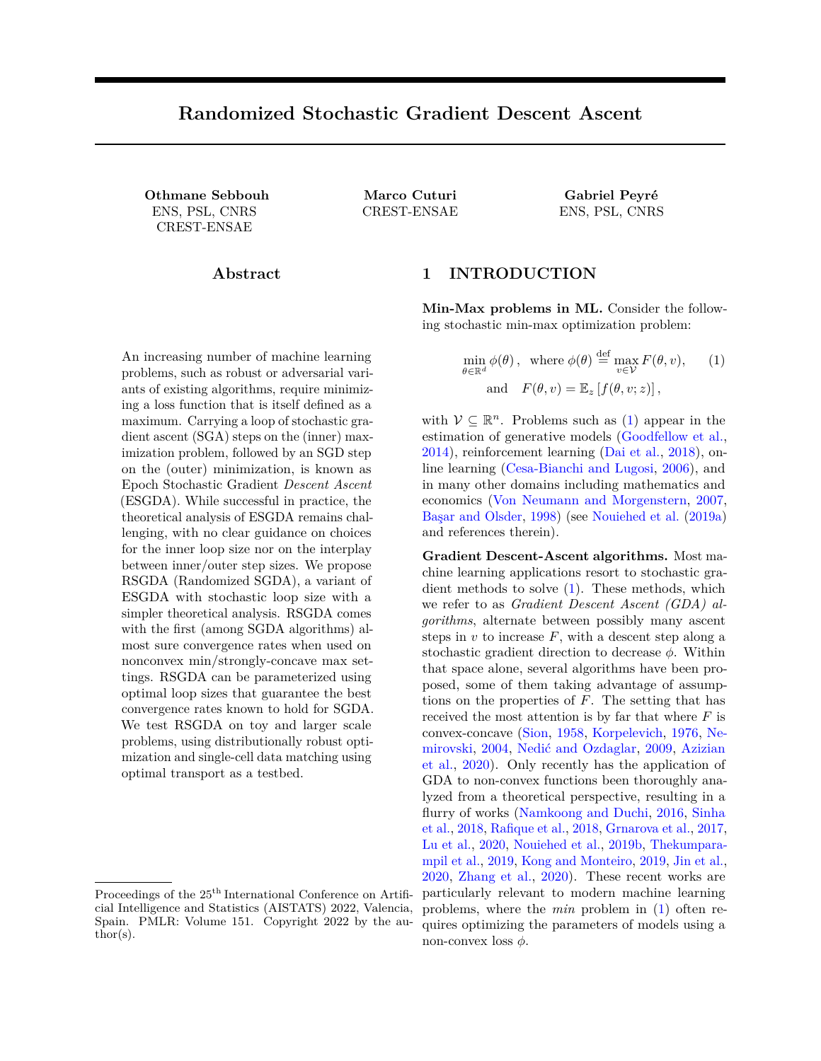# Randomized Stochastic Gradient Descent Ascent

**Othmane Sebbouh**
ENS, PSL, CNRS
CREST-ENSAE

**Marco Cuturi**
CREST-ENSAE

**Gabriel Peyré**
ENS, PSL, CNRS

## Abstract

An increasing number of machine learning problems, such as robust or adversarial variants of existing algorithms, require minimizing a loss function that is itself defined as a maximum. Carrying a loop of stochastic gradient ascent (SGA) steps on the (inner) maximization problem, followed by an SGD step on the (outer) minimization, is known as Epoch Stochastic Gradient *Descent Ascent* (ESGDA). While successful in practice, the theoretical analysis of ESGDA remains challenging, with no clear guidance on choices for the inner loop size nor on the interplay between inner/outer step sizes. We propose RSGDA (Randomized SGDA), a variant of ESGDA with stochastic loop size with a simpler theoretical analysis. RSGDA comes with the first (among SGDA algorithms) almost sure convergence rates when used on nonconvex min/strongly-concave max settings. RSGDA can be parameterized using optimal loop sizes that guarantee the best convergence rates known to hold for SGDA. We test RSGDA on toy and larger scale problems, using distributionally robust optimization and single-cell data matching using optimal transport as a testbed.

## 1 INTRODUCTION

**Min-Max problems in ML.** Consider the following stochastic min-max optimization problem:

$$\min_{\theta \in \mathbb{R}^d} \phi(\theta), \quad \text{where } \phi(\theta) \overset{\text{def}}{=} \max_{v \in \mathcal{V}} F(\theta, v), \tag{1}$$
$$\text{and} \quad F(\theta, v) = \mathbb{E}_z \left[ f(\theta, v; z) \right],$$

with $\mathcal{V} \subseteq \mathbb{R}^n$. Problems such as (1) appear in the estimation of generative models (Goodfellow et al., 2014), reinforcement learning (Dai et al., 2018), online learning (Cesa-Bianchi and Lugosi, 2006), and in many other domains including mathematics and economics (Von Neumann and Morgenstern, 2007, Başar and Olsder, 1998) (see Nouiehed et al. (2019a) and references therein).

**Gradient Descent-Ascent algorithms.** Most machine learning applications resort to stochastic gradient methods to solve (1). These methods, which we refer to as *Gradient Descent Ascent (GDA) algorithms*, alternate between possibly many ascent steps in $v$ to increase $F$, with a descent step along a stochastic gradient direction to decrease $\phi$. Within that space alone, several algorithms have been proposed, some of them taking advantage of assumptions on the properties of $F$. The setting that has received the most attention is by far that where $F$ is convex-concave (Sion, 1958, Korpelevich, 1976, Nemirovski, 2004, Nedić and Ozdaglar, 2009, Azizian et al., 2020). Only recently has the application of GDA to non-convex functions been thoroughly analyzed from a theoretical perspective, resulting in a flurry of works (Namkoong and Duchi, 2016, Sinha et al., 2018, Rafique et al., 2018, Grnarova et al., 2017, Lu et al., 2020, Nouiehed et al., 2019b, Thekumparampil et al., 2019, Kong and Monteiro, 2019, Jin et al., 2020, Zhang et al., 2020). These recent works are particularly relevant to modern machine learning problems, where the *min* problem in (1) often requires optimizing the parameters of models using a non-convex loss $\phi$.

Proceedings of the 25[th] International Conference on Artificial Intelligence and Statistics (AISTATS) 2022, Valencia, Spain. PMLR: Volume 151. Copyright 2022 by the author(s).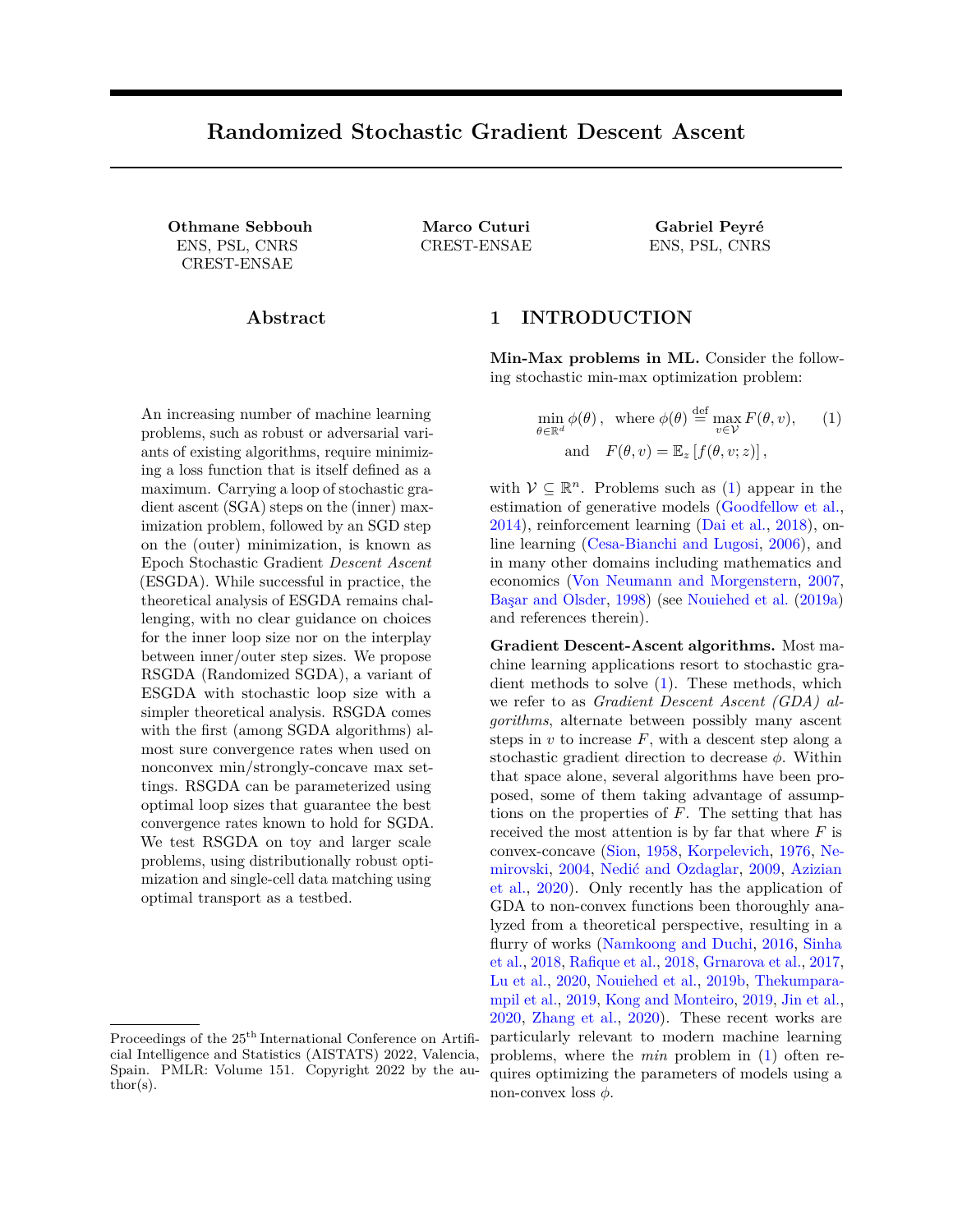# Randomized Stochastic Gradient Descent Ascent

**Othmane Sebbouh**
ENS, PSL, CNRS
CREST-ENSAE

**Marco Cuturi**
CREST-ENSAE

**Gabriel Peyré**
ENS, PSL, CNRS

## Abstract

An increasing number of machine learning problems, such as robust or adversarial variants of existing algorithms, require minimizing a loss function that is itself defined as a maximum. Carrying a loop of stochastic gradient ascent (SGA) steps on the (inner) maximization problem, followed by an SGD step on the (outer) minimization, is known as Epoch Stochastic Gradient *Descent Ascent* (ESGDA). While successful in practice, the theoretical analysis of ESGDA remains challenging, with no clear guidance on choices for the inner loop size nor on the interplay between inner/outer step sizes. We propose RSGDA (Randomized SGDA), a variant of ESGDA with stochastic loop size with a simpler theoretical analysis. RSGDA comes with the first (among SGDA algorithms) almost sure convergence rates when used on nonconvex min/strongly-concave max settings. RSGDA can be parameterized using optimal loop sizes that guarantee the best convergence rates known to hold for SGDA. We test RSGDA on toy and larger scale problems, using distributionally robust optimization and single-cell data matching using optimal transport as a testbed.

## 1 INTRODUCTION

**Min-Max problems in ML.** Consider the following stochastic min-max optimization problem:

$$\min_{\theta \in \mathbb{R}^d} \phi(\theta)\,, \quad \text{where } \phi(\theta) \stackrel{\text{def}}{=} \max_{v \in \mathcal{V}} F(\theta, v), \qquad (1)$$
$$\text{and} \quad F(\theta, v) = \mathbb{E}_z\left[f(\theta, v; z)\right],$$

with $\mathcal{V} \subseteq \mathbb{R}^n$. Problems such as (1) appear in the estimation of generative models (Goodfellow et al., 2014), reinforcement learning (Dai et al., 2018), online learning (Cesa-Bianchi and Lugosi, 2006), and in many other domains including mathematics and economics (Von Neumann and Morgenstern, 2007, Başar and Olsder, 1998) (see Nouiehed et al. (2019a) and references therein).

**Gradient Descent-Ascent algorithms.** Most machine learning applications resort to stochastic gradient methods to solve (1). These methods, which we refer to as *Gradient Descent Ascent (GDA) algorithms*, alternate between possibly many ascent steps in $v$ to increase $F$, with a descent step along a stochastic gradient direction to decrease $\phi$. Within that space alone, several algorithms have been proposed, some of them taking advantage of assumptions on the properties of $F$. The setting that has received the most attention is by far that where $F$ is convex-concave (Sion, 1958, Korpelevich, 1976, Nemirovski, 2004, Nedić and Ozdaglar, 2009, Azizian et al., 2020). Only recently has the application of GDA to non-convex functions been thoroughly analyzed from a theoretical perspective, resulting in a flurry of works (Namkoong and Duchi, 2016, Sinha et al., 2018, Rafique et al., 2018, Grnarova et al., 2017, Lu et al., 2020, Nouiehed et al., 2019b, Thekumparampil et al., 2019, Kong and Monteiro, 2019, Jin et al., 2020, Zhang et al., 2020). These recent works are particularly relevant to modern machine learning problems, where the *min* problem in (1) often requires optimizing the parameters of models using a non-convex loss $\phi$.

Proceedings of the 25[th] International Conference on Artificial Intelligence and Statistics (AISTATS) 2022, Valencia, Spain. PMLR: Volume 151. Copyright 2022 by the author(s).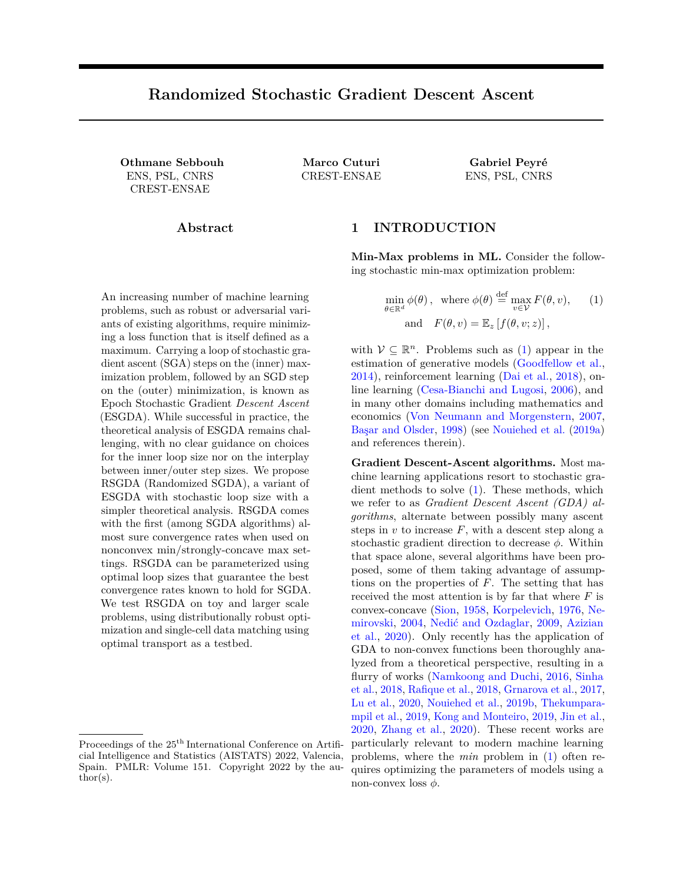# Randomized Stochastic Gradient Descent Ascent

**Othmane Sebbouh**
ENS, PSL, CNRS
CREST-ENSAE

**Marco Cuturi**
CREST-ENSAE

**Gabriel Peyré**
ENS, PSL, CNRS

## Abstract

An increasing number of machine learning problems, such as robust or adversarial variants of existing algorithms, require minimizing a loss function that is itself defined as a maximum. Carrying a loop of stochastic gradient ascent (SGA) steps on the (inner) maximization problem, followed by an SGD step on the (outer) minimization, is known as Epoch Stochastic Gradient *Descent Ascent* (ESGDA). While successful in practice, the theoretical analysis of ESGDA remains challenging, with no clear guidance on choices for the inner loop size nor on the interplay between inner/outer step sizes. We propose RSGDA (Randomized SGDA), a variant of ESGDA with stochastic loop size with a simpler theoretical analysis. RSGDA comes with the first (among SGDA algorithms) almost sure convergence rates when used on nonconvex min/strongly-concave max settings. RSGDA can be parameterized using optimal loop sizes that guarantee the best convergence rates known to hold for SGDA. We test RSGDA on toy and larger scale problems, using distributionally robust optimization and single-cell data matching using optimal transport as a testbed.

## 1 INTRODUCTION

**Min-Max problems in ML.** Consider the following stochastic min-max optimization problem:

$$\min_{\theta \in \mathbb{R}^d} \phi(\theta), \quad \text{where } \phi(\theta) \stackrel{\text{def}}{=} \max_{v \in \mathcal{V}} F(\theta, v), \qquad (1)$$
$$\text{and} \quad F(\theta, v) = \mathbb{E}_z \left[ f(\theta, v; z) \right],$$

with $\mathcal{V} \subseteq \mathbb{R}^n$. Problems such as (1) appear in the estimation of generative models (Goodfellow et al., 2014), reinforcement learning (Dai et al., 2018), online learning (Cesa-Bianchi and Lugosi, 2006), and in many other domains including mathematics and economics (Von Neumann and Morgenstern, 2007, Başar and Olsder, 1998) (see Nouiehed et al. (2019a) and references therein).

**Gradient Descent-Ascent algorithms.** Most machine learning applications resort to stochastic gradient methods to solve (1). These methods, which we refer to as *Gradient Descent Ascent (GDA) algorithms*, alternate between possibly many ascent steps in $v$ to increase $F$, with a descent step along a stochastic gradient direction to decrease $\phi$. Within that space alone, several algorithms have been proposed, some of them taking advantage of assumptions on the properties of $F$. The setting that has received the most attention is by far that where $F$ is convex-concave (Sion, 1958, Korpelevich, 1976, Nemirovski, 2004, Nedić and Ozdaglar, 2009, Azizian et al., 2020). Only recently has the application of GDA to non-convex functions been thoroughly analyzed from a theoretical perspective, resulting in a flurry of works (Namkoong and Duchi, 2016, Sinha et al., 2018, Rafique et al., 2018, Grnarova et al., 2017, Lu et al., 2020, Nouiehed et al., 2019b, Thekumparampil et al., 2019, Kong and Monteiro, 2019, Jin et al., 2020, Zhang et al., 2020). These recent works are particularly relevant to modern machine learning problems, where the *min* problem in (1) often requires optimizing the parameters of models using a non-convex loss $\phi$.

Proceedings of the 25th International Conference on Artificial Intelligence and Statistics (AISTATS) 2022, Valencia, Spain. PMLR: Volume 151. Copyright 2022 by the author(s).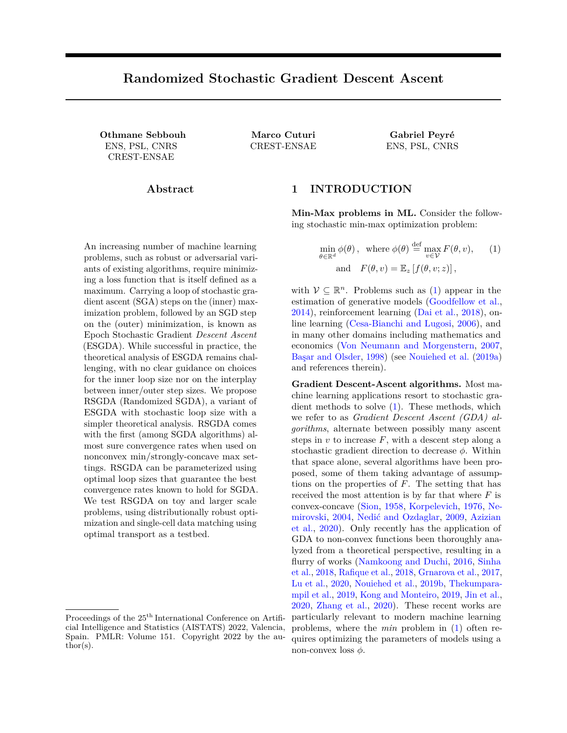# Randomized Stochastic Gradient Descent Ascent

**Othmane Sebbouh**
ENS, PSL, CNRS
CREST-ENSAE

**Marco Cuturi**
CREST-ENSAE

**Gabriel Peyré**
ENS, PSL, CNRS

## Abstract

An increasing number of machine learning problems, such as robust or adversarial variants of existing algorithms, require minimizing a loss function that is itself defined as a maximum. Carrying a loop of stochastic gradient ascent (SGA) steps on the (inner) maximization problem, followed by an SGD step on the (outer) minimization, is known as Epoch Stochastic Gradient *Descent Ascent* (ESGDA). While successful in practice, the theoretical analysis of ESGDA remains challenging, with no clear guidance on choices for the inner loop size nor on the interplay between inner/outer step sizes. We propose RSGDA (Randomized SGDA), a variant of ESGDA with stochastic loop size with a simpler theoretical analysis. RSGDA comes with the first (among SGDA algorithms) almost sure convergence rates when used on nonconvex min/strongly-concave max settings. RSGDA can be parameterized using optimal loop sizes that guarantee the best convergence rates known to hold for SGDA. We test RSGDA on toy and larger scale problems, using distributionally robust optimization and single-cell data matching using optimal transport as a testbed.

## 1 INTRODUCTION

**Min-Max problems in ML.** Consider the following stochastic min-max optimization problem:

$$\min_{\theta \in \mathbb{R}^d} \phi(\theta), \quad \text{where } \phi(\theta) \stackrel{\text{def}}{=} \max_{v \in \mathcal{V}} F(\theta, v), \tag{1}$$
$$\text{and} \quad F(\theta, v) = \mathbb{E}_z \left[ f(\theta, v; z) \right],$$

with $\mathcal{V} \subseteq \mathbb{R}^n$. Problems such as (1) appear in the estimation of generative models (Goodfellow et al., 2014), reinforcement learning (Dai et al., 2018), online learning (Cesa-Bianchi and Lugosi, 2006), and in many other domains including mathematics and economics (Von Neumann and Morgenstern, 2007, Başar and Olsder, 1998) (see Nouiehed et al. (2019a) and references therein).

**Gradient Descent-Ascent algorithms.** Most machine learning applications resort to stochastic gradient methods to solve (1). These methods, which we refer to as *Gradient Descent Ascent (GDA) algorithms*, alternate between possibly many ascent steps in $v$ to increase $F$, with a descent step along a stochastic gradient direction to decrease $\phi$. Within that space alone, several algorithms have been proposed, some of them taking advantage of assumptions on the properties of $F$. The setting that has received the most attention is by far that where $F$ is convex-concave (Sion, 1958, Korpelevich, 1976, Nemirovski, 2004, Nedić and Ozdaglar, 2009, Azizian et al., 2020). Only recently has the application of GDA to non-convex functions been thoroughly analyzed from a theoretical perspective, resulting in a flurry of works (Namkoong and Duchi, 2016, Sinha et al., 2018, Rafique et al., 2018, Grnarova et al., 2017, Lu et al., 2020, Nouiehed et al., 2019b, Thekumparampil et al., 2019, Kong and Monteiro, 2019, Jin et al., 2020, Zhang et al., 2020). These recent works are particularly relevant to modern machine learning problems, where the *min* problem in (1) often requires optimizing the parameters of models using a non-convex loss $\phi$.

Proceedings of the 25[th] International Conference on Artificial Intelligence and Statistics (AISTATS) 2022, Valencia, Spain. PMLR: Volume 151. Copyright 2022 by the author(s).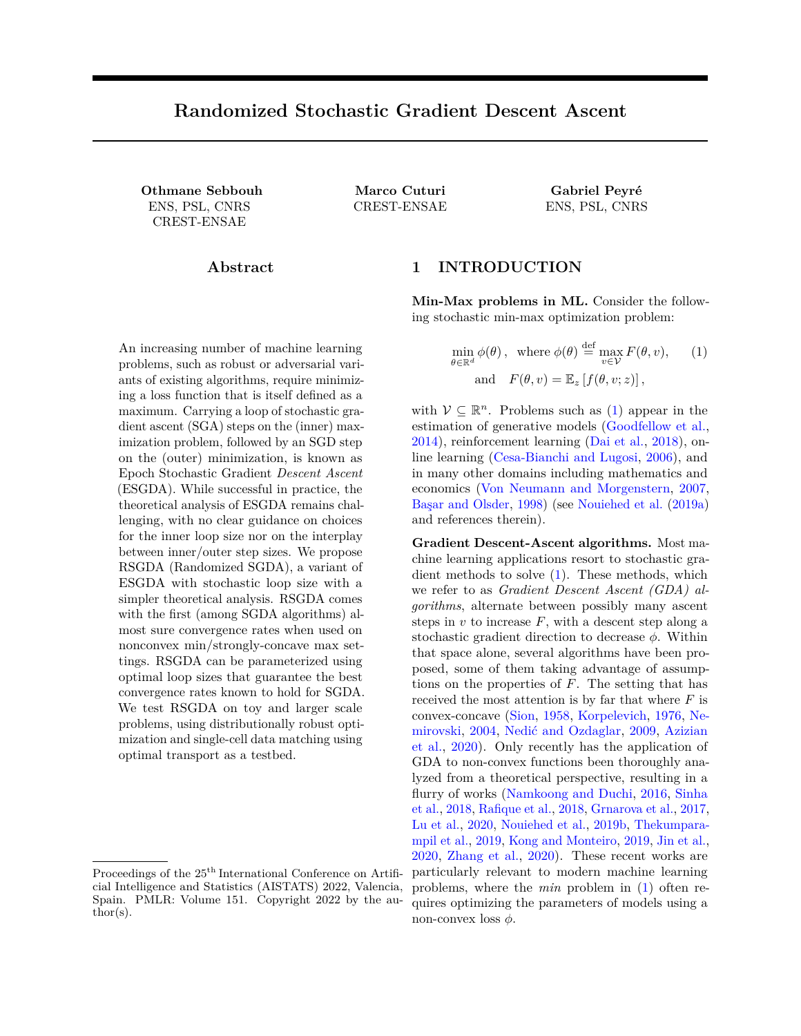# Randomized Stochastic Gradient Descent Ascent

**Othmane Sebbouh**
ENS, PSL, CNRS
CREST-ENSAE

**Marco Cuturi**
CREST-ENSAE

**Gabriel Peyré**
ENS, PSL, CNRS

## Abstract

An increasing number of machine learning problems, such as robust or adversarial variants of existing algorithms, require minimizing a loss function that is itself defined as a maximum. Carrying a loop of stochastic gradient ascent (SGA) steps on the (inner) maximization problem, followed by an SGD step on the (outer) minimization, is known as Epoch Stochastic Gradient *Descent Ascent* (ESGDA). While successful in practice, the theoretical analysis of ESGDA remains challenging, with no clear guidance on choices for the inner loop size nor on the interplay between inner/outer step sizes. We propose RSGDA (Randomized SGDA), a variant of ESGDA with stochastic loop size with a simpler theoretical analysis. RSGDA comes with the first (among SGDA algorithms) almost sure convergence rates when used on nonconvex min/strongly-concave max settings. RSGDA can be parameterized using optimal loop sizes that guarantee the best convergence rates known to hold for SGDA. We test RSGDA on toy and larger scale problems, using distributionally robust optimization and single-cell data matching using optimal transport as a testbed.

## 1 INTRODUCTION

**Min-Max problems in ML.** Consider the following stochastic min-max optimization problem:

$$\min_{\theta \in \mathbb{R}^d} \phi(\theta), \quad \text{where } \phi(\theta) \stackrel{\text{def}}{=} \max_{v \in \mathcal{V}} F(\theta, v), \qquad (1)$$
$$\text{and} \quad F(\theta, v) = \mathbb{E}_z \left[ f(\theta, v; z) \right],$$

with $\mathcal{V} \subseteq \mathbb{R}^n$. Problems such as (1) appear in the estimation of generative models (Goodfellow et al., 2014), reinforcement learning (Dai et al., 2018), online learning (Cesa-Bianchi and Lugosi, 2006), and in many other domains including mathematics and economics (Von Neumann and Morgenstern, 2007, Başar and Olsder, 1998) (see Nouiehed et al. (2019a) and references therein).

**Gradient Descent-Ascent algorithms.** Most machine learning applications resort to stochastic gradient methods to solve (1). These methods, which we refer to as *Gradient Descent Ascent (GDA) algorithms*, alternate between possibly many ascent steps in $v$ to increase $F$, with a descent step along a stochastic gradient direction to decrease $\phi$. Within that space alone, several algorithms have been proposed, some of them taking advantage of assumptions on the properties of $F$. The setting that has received the most attention is by far that where $F$ is convex-concave (Sion, 1958, Korpelevich, 1976, Nemirovski, 2004, Nedić and Ozdaglar, 2009, Azizian et al., 2020). Only recently has the application of GDA to non-convex functions been thoroughly analyzed from a theoretical perspective, resulting in a flurry of works (Namkoong and Duchi, 2016, Sinha et al., 2018, Rafique et al., 2018, Grnarova et al., 2017, Lu et al., 2020, Nouiehed et al., 2019b, Thekumparampil et al., 2019, Kong and Monteiro, 2019, Jin et al., 2020, Zhang et al., 2020). These recent works are particularly relevant to modern machine learning problems, where the *min* problem in (1) often requires optimizing the parameters of models using a non-convex loss $\phi$.

Proceedings of the 25[th] International Conference on Artificial Intelligence and Statistics (AISTATS) 2022, Valencia, Spain. PMLR: Volume 151. Copyright 2022 by the author(s).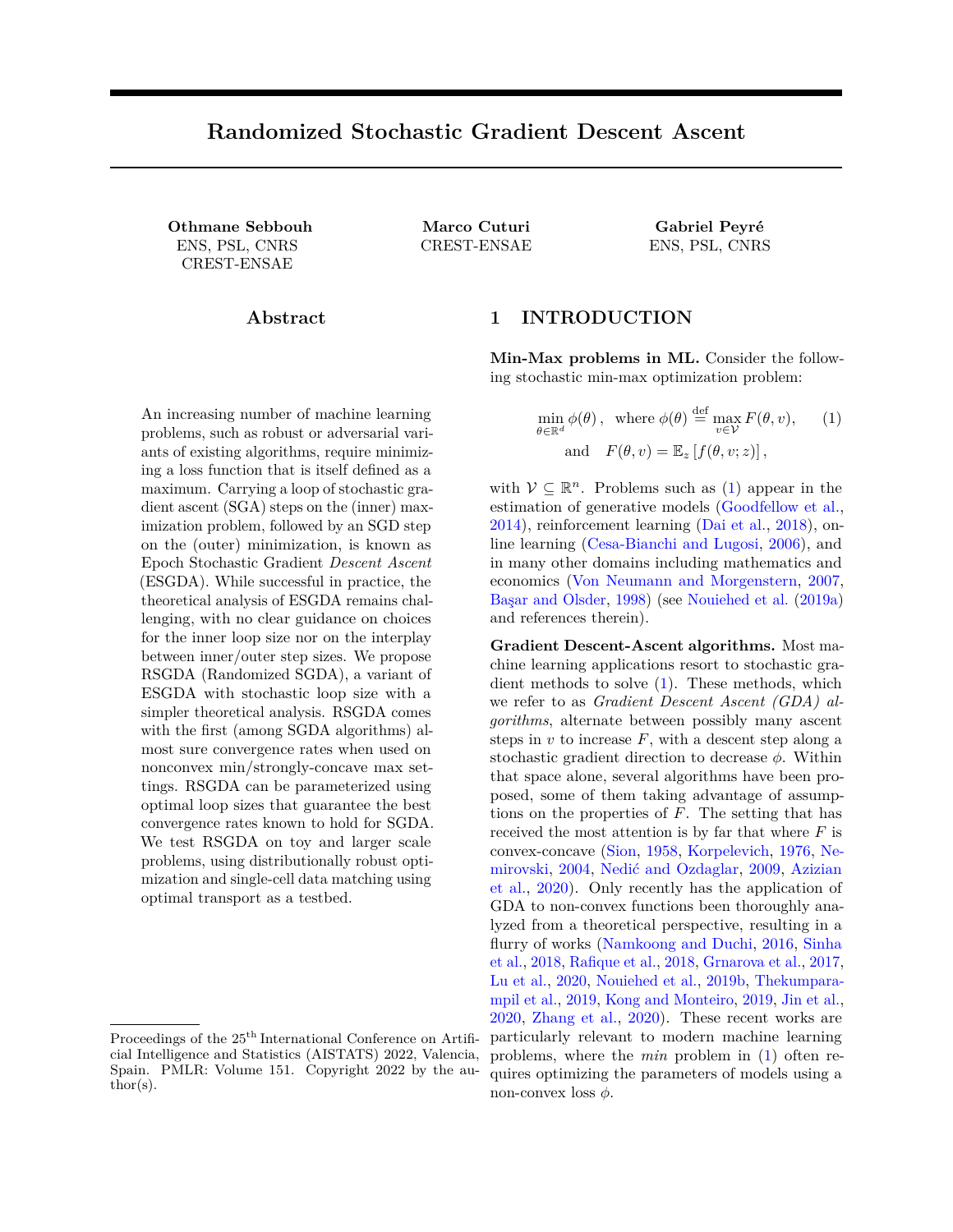# Randomized Stochastic Gradient Descent Ascent

**Othmane Sebbouh**
ENS, PSL, CNRS
CREST-ENSAE

**Marco Cuturi**
CREST-ENSAE

**Gabriel Peyré**
ENS, PSL, CNRS

## Abstract

An increasing number of machine learning problems, such as robust or adversarial variants of existing algorithms, require minimizing a loss function that is itself defined as a maximum. Carrying a loop of stochastic gradient ascent (SGA) steps on the (inner) maximization problem, followed by an SGD step on the (outer) minimization, is known as Epoch Stochastic Gradient *Descent Ascent* (ESGDA). While successful in practice, the theoretical analysis of ESGDA remains challenging, with no clear guidance on choices for the inner loop size nor on the interplay between inner/outer step sizes. We propose RSGDA (Randomized SGDA), a variant of ESGDA with stochastic loop size with a simpler theoretical analysis. RSGDA comes with the first (among SGDA algorithms) almost sure convergence rates when used on nonconvex min/strongly-concave max settings. RSGDA can be parameterized using optimal loop sizes that guarantee the best convergence rates known to hold for SGDA. We test RSGDA on toy and larger scale problems, using distributionally robust optimization and single-cell data matching using optimal transport as a testbed.

## 1 INTRODUCTION

**Min-Max problems in ML.** Consider the following stochastic min-max optimization problem:

$$\min_{\theta\in\mathbb{R}^d} \phi(\theta)\,, \quad \text{where } \phi(\theta) \overset{\text{def}}{=} \max_{v\in\mathcal{V}} F(\theta, v), \qquad (1)$$
$$\text{and} \quad F(\theta, v) = \mathbb{E}_z\left[f(\theta, v; z)\right],$$

with $\mathcal{V} \subseteq \mathbb{R}^n$. Problems such as (1) appear in the estimation of generative models (Goodfellow et al., 2014), reinforcement learning (Dai et al., 2018), online learning (Cesa-Bianchi and Lugosi, 2006), and in many other domains including mathematics and economics (Von Neumann and Morgenstern, 2007, Başar and Olsder, 1998) (see Nouiehed et al. (2019a) and references therein).

**Gradient Descent-Ascent algorithms.** Most machine learning applications resort to stochastic gradient methods to solve (1). These methods, which we refer to as *Gradient Descent Ascent (GDA) algorithms*, alternate between possibly many ascent steps in $v$ to increase $F$, with a descent step along a stochastic gradient direction to decrease $\phi$. Within that space alone, several algorithms have been proposed, some of them taking advantage of assumptions on the properties of $F$. The setting that has received the most attention is by far that where $F$ is convex-concave (Sion, 1958, Korpelevich, 1976, Nemirovski, 2004, Nedić and Ozdaglar, 2009, Azizian et al., 2020). Only recently has the application of GDA to non-convex functions been thoroughly analyzed from a theoretical perspective, resulting in a flurry of works (Namkoong and Duchi, 2016, Sinha et al., 2018, Rafique et al., 2018, Grnarova et al., 2017, Lu et al., 2020, Nouiehed et al., 2019b, Thekumparampil et al., 2019, Kong and Monteiro, 2019, Jin et al., 2020, Zhang et al., 2020). These recent works are particularly relevant to modern machine learning problems, where the *min* problem in (1) often requires optimizing the parameters of models using a non-convex loss $\phi$.

Proceedings of the 25[th] International Conference on Artificial Intelligence and Statistics (AISTATS) 2022, Valencia, Spain. PMLR: Volume 151. Copyright 2022 by the author(s).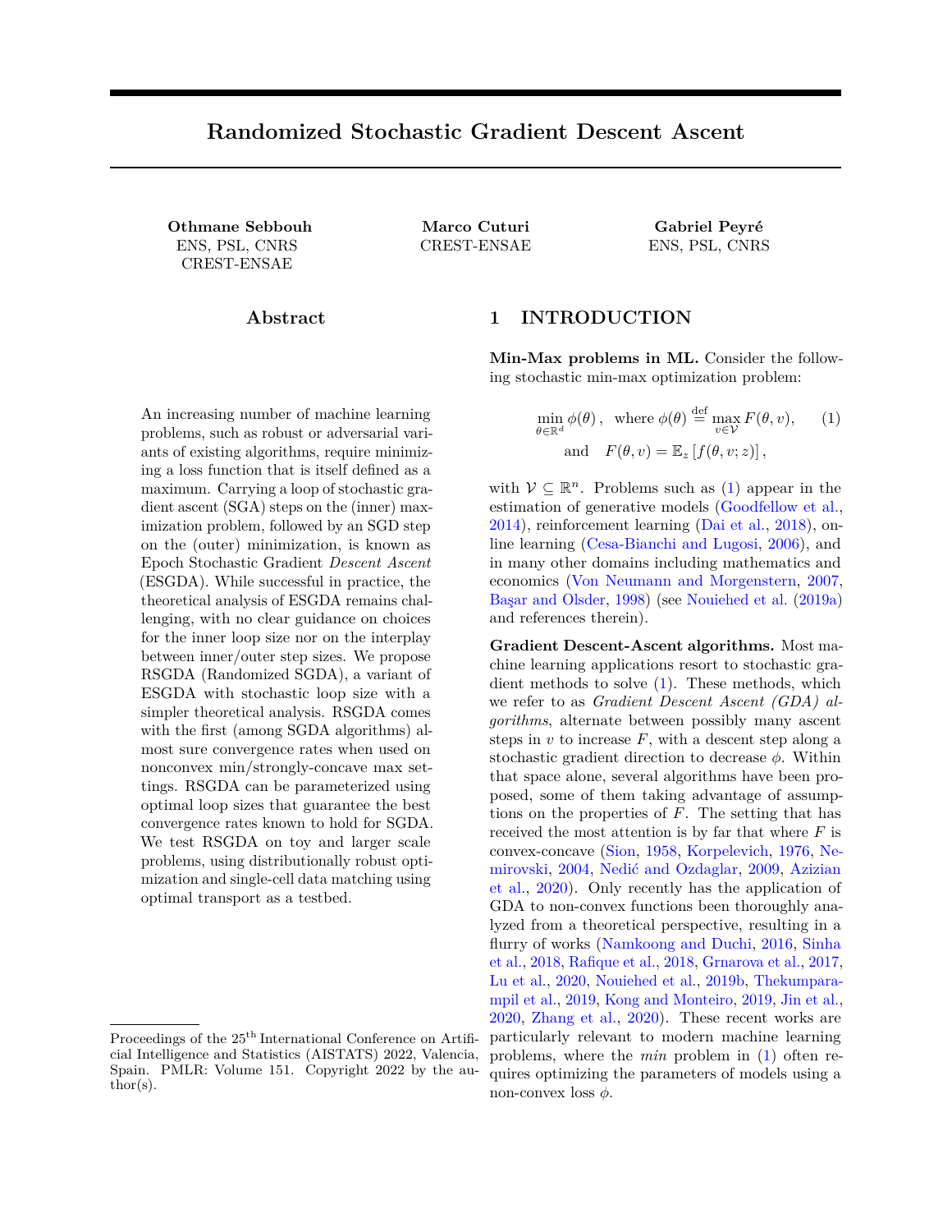# Randomized Stochastic Gradient Descent Ascent

**Othmane Sebbouh**
ENS, PSL, CNRS
CREST-ENSAE

**Marco Cuturi**
CREST-ENSAE

**Gabriel Peyré**
ENS, PSL, CNRS

## Abstract

An increasing number of machine learning problems, such as robust or adversarial variants of existing algorithms, require minimizing a loss function that is itself defined as a maximum. Carrying a loop of stochastic gradient ascent (SGA) steps on the (inner) maximization problem, followed by an SGD step on the (outer) minimization, is known as Epoch Stochastic Gradient *Descent Ascent* (ESGDA). While successful in practice, the theoretical analysis of ESGDA remains challenging, with no clear guidance on choices for the inner loop size nor on the interplay between inner/outer step sizes. We propose RSGDA (Randomized SGDA), a variant of ESGDA with stochastic loop size with a simpler theoretical analysis. RSGDA comes with the first (among SGDA algorithms) almost sure convergence rates when used on nonconvex min/strongly-concave max settings. RSGDA can be parameterized using optimal loop sizes that guarantee the best convergence rates known to hold for SGDA. We test RSGDA on toy and larger scale problems, using distributionally robust optimization and single-cell data matching using optimal transport as a testbed.

## 1 INTRODUCTION

**Min-Max problems in ML.** Consider the following stochastic min-max optimization problem:

$$\min_{\theta \in \mathbb{R}^d} \phi(\theta), \quad \text{where } \phi(\theta) \overset{\text{def}}{=} \max_{v \in \mathcal{V}} F(\theta, v), \qquad (1)$$
$$\text{and} \quad F(\theta, v) = \mathbb{E}_z \left[ f(\theta, v; z) \right],$$

with $\mathcal{V} \subseteq \mathbb{R}^n$. Problems such as (1) appear in the estimation of generative models (Goodfellow et al., 2014), reinforcement learning (Dai et al., 2018), online learning (Cesa-Bianchi and Lugosi, 2006), and in many other domains including mathematics and economics (Von Neumann and Morgenstern, 2007, Başar and Olsder, 1998) (see Nouiehed et al. (2019a) and references therein).

**Gradient Descent-Ascent algorithms.** Most machine learning applications resort to stochastic gradient methods to solve (1). These methods, which we refer to as *Gradient Descent Ascent (GDA) algorithms*, alternate between possibly many ascent steps in $v$ to increase $F$, with a descent step along a stochastic gradient direction to decrease $\phi$. Within that space alone, several algorithms have been proposed, some of them taking advantage of assumptions on the properties of $F$. The setting that has received the most attention is by far that where $F$ is convex-concave (Sion, 1958, Korpelevich, 1976, Nemirovski, 2004, Nedić and Ozdaglar, 2009, Azizian et al., 2020). Only recently has the application of GDA to non-convex functions been thoroughly analyzed from a theoretical perspective, resulting in a flurry of works (Namkoong and Duchi, 2016, Sinha et al., 2018, Rafique et al., 2018, Grnarova et al., 2017, Lu et al., 2020, Nouiehed et al., 2019b, Thekumparampil et al., 2019, Kong and Monteiro, 2019, Jin et al., 2020, Zhang et al., 2020). These recent works are particularly relevant to modern machine learning problems, where the *min* problem in (1) often requires optimizing the parameters of models using a non-convex loss $\phi$.

Proceedings of the 25[th] International Conference on Artificial Intelligence and Statistics (AISTATS) 2022, Valencia, Spain. PMLR: Volume 151. Copyright 2022 by the author(s).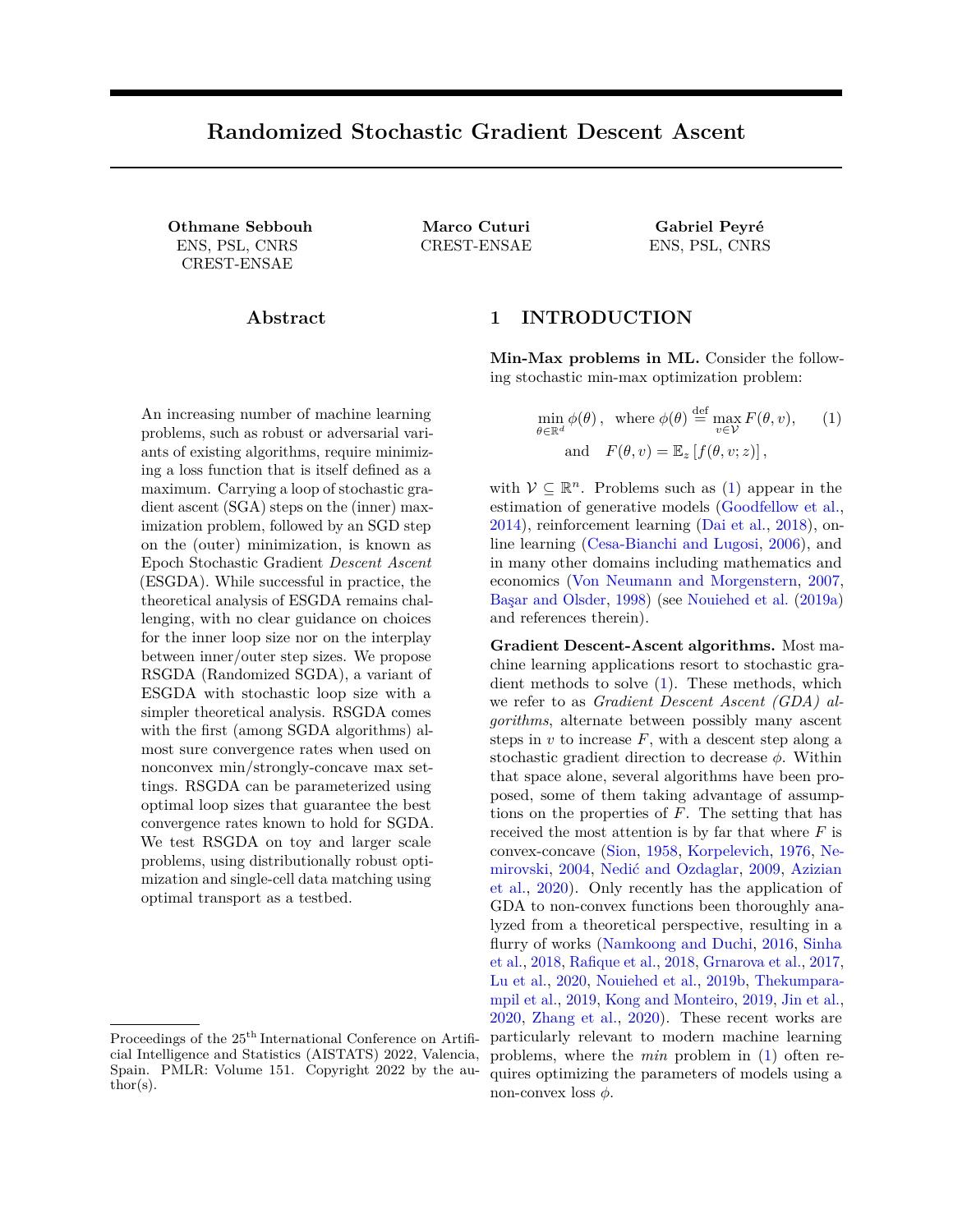# Randomized Stochastic Gradient Descent Ascent

**Othmane Sebbouh**
ENS, PSL, CNRS
CREST-ENSAE

**Marco Cuturi**
CREST-ENSAE

**Gabriel Peyré**
ENS, PSL, CNRS

## Abstract

An increasing number of machine learning problems, such as robust or adversarial variants of existing algorithms, require minimizing a loss function that is itself defined as a maximum. Carrying a loop of stochastic gradient ascent (SGA) steps on the (inner) maximization problem, followed by an SGD step on the (outer) minimization, is known as Epoch Stochastic Gradient *Descent Ascent* (ESGDA). While successful in practice, the theoretical analysis of ESGDA remains challenging, with no clear guidance on choices for the inner loop size nor on the interplay between inner/outer step sizes. We propose RSGDA (Randomized SGDA), a variant of ESGDA with stochastic loop size with a simpler theoretical analysis. RSGDA comes with the first (among SGDA algorithms) almost sure convergence rates when used on nonconvex min/strongly-concave max settings. RSGDA can be parameterized using optimal loop sizes that guarantee the best convergence rates known to hold for SGDA. We test RSGDA on toy and larger scale problems, using distributionally robust optimization and single-cell data matching using optimal transport as a testbed.

## 1 INTRODUCTION

**Min-Max problems in ML.** Consider the following stochastic min-max optimization problem:

$$\min_{\theta \in \mathbb{R}^d} \phi(\theta), \quad \text{where } \phi(\theta) \overset{\text{def}}{=} \max_{v \in \mathcal{V}} F(\theta, v), \qquad (1)$$
$$\text{and} \quad F(\theta, v) = \mathbb{E}_z \left[ f(\theta, v; z) \right],$$

with $\mathcal{V} \subseteq \mathbb{R}^n$. Problems such as (1) appear in the estimation of generative models (Goodfellow et al., 2014), reinforcement learning (Dai et al., 2018), online learning (Cesa-Bianchi and Lugosi, 2006), and in many other domains including mathematics and economics (Von Neumann and Morgenstern, 2007, Başar and Olsder, 1998) (see Nouiehed et al. (2019a) and references therein).

**Gradient Descent-Ascent algorithms.** Most machine learning applications resort to stochastic gradient methods to solve (1). These methods, which we refer to as *Gradient Descent Ascent (GDA) algorithms*, alternate between possibly many ascent steps in $v$ to increase $F$, with a descent step along a stochastic gradient direction to decrease $\phi$. Within that space alone, several algorithms have been proposed, some of them taking advantage of assumptions on the properties of $F$. The setting that has received the most attention is by far that where $F$ is convex-concave (Sion, 1958, Korpelevich, 1976, Nemirovski, 2004, Nedić and Ozdaglar, 2009, Azizian et al., 2020). Only recently has the application of GDA to non-convex functions been thoroughly analyzed from a theoretical perspective, resulting in a flurry of works (Namkoong and Duchi, 2016, Sinha et al., 2018, Rafique et al., 2018, Grnarova et al., 2017, Lu et al., 2020, Nouiehed et al., 2019b, Thekumparampil et al., 2019, Kong and Monteiro, 2019, Jin et al., 2020, Zhang et al., 2020). These recent works are particularly relevant to modern machine learning problems, where the *min* problem in (1) often requires optimizing the parameters of models using a non-convex loss $\phi$.

Proceedings of the 25[th] International Conference on Artificial Intelligence and Statistics (AISTATS) 2022, Valencia, Spain. PMLR: Volume 151. Copyright 2022 by the author(s).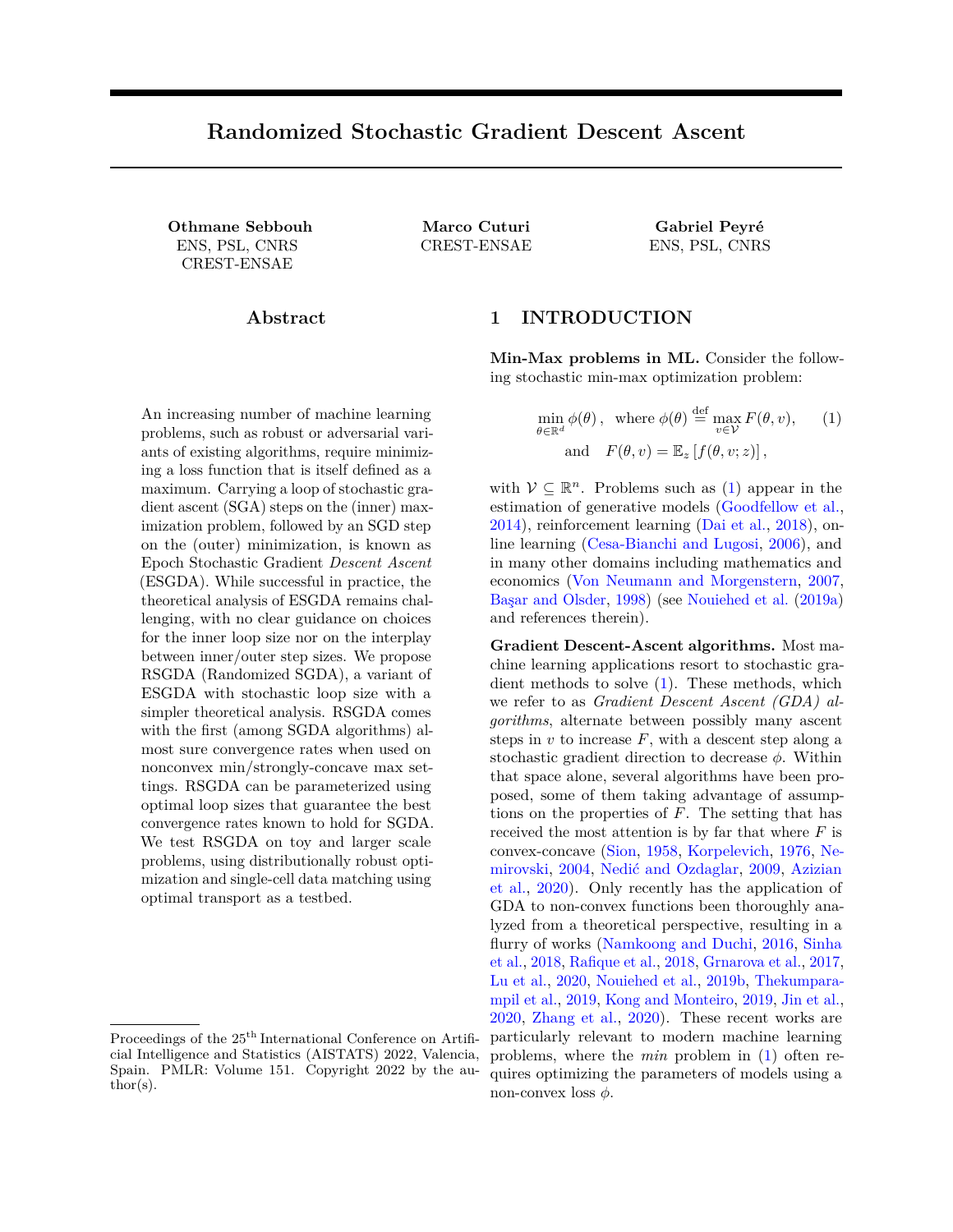# Randomized Stochastic Gradient Descent Ascent

**Othmane Sebbouh**
ENS, PSL, CNRS
CREST-ENSAE

**Marco Cuturi**
CREST-ENSAE

**Gabriel Peyré**
ENS, PSL, CNRS

## Abstract

An increasing number of machine learning problems, such as robust or adversarial variants of existing algorithms, require minimizing a loss function that is itself defined as a maximum. Carrying a loop of stochastic gradient ascent (SGA) steps on the (inner) maximization problem, followed by an SGD step on the (outer) minimization, is known as Epoch Stochastic Gradient *Descent Ascent* (ESGDA). While successful in practice, the theoretical analysis of ESGDA remains challenging, with no clear guidance on choices for the inner loop size nor on the interplay between inner/outer step sizes. We propose RSGDA (Randomized SGDA), a variant of ESGDA with stochastic loop size with a simpler theoretical analysis. RSGDA comes with the first (among SGDA algorithms) almost sure convergence rates when used on nonconvex min/strongly-concave max settings. RSGDA can be parameterized using optimal loop sizes that guarantee the best convergence rates known to hold for SGDA. We test RSGDA on toy and larger scale problems, using distributionally robust optimization and single-cell data matching using optimal transport as a testbed.

## 1 INTRODUCTION

**Min-Max problems in ML.** Consider the following stochastic min-max optimization problem:

$$\min_{\theta \in \mathbb{R}^d} \phi(\theta), \quad \text{where } \phi(\theta) \stackrel{\text{def}}{=} \max_{v \in \mathcal{V}} F(\theta, v), \qquad (1)$$
$$\text{and} \quad F(\theta, v) = \mathbb{E}_z \left[ f(\theta, v; z) \right],$$

with $\mathcal{V} \subseteq \mathbb{R}^n$. Problems such as (1) appear in the estimation of generative models (Goodfellow et al., 2014), reinforcement learning (Dai et al., 2018), online learning (Cesa-Bianchi and Lugosi, 2006), and in many other domains including mathematics and economics (Von Neumann and Morgenstern, 2007, Başar and Olsder, 1998) (see Nouiehed et al. (2019a) and references therein).

**Gradient Descent-Ascent algorithms.** Most machine learning applications resort to stochastic gradient methods to solve (1). These methods, which we refer to as *Gradient Descent Ascent (GDA) algorithms*, alternate between possibly many ascent steps in $v$ to increase $F$, with a descent step along a stochastic gradient direction to decrease $\phi$. Within that space alone, several algorithms have been proposed, some of them taking advantage of assumptions on the properties of $F$. The setting that has received the most attention is by far that where $F$ is convex-concave (Sion, 1958, Korpelevich, 1976, Nemirovski, 2004, Nedić and Ozdaglar, 2009, Azizian et al., 2020). Only recently has the application of GDA to non-convex functions been thoroughly analyzed from a theoretical perspective, resulting in a flurry of works (Namkoong and Duchi, 2016, Sinha et al., 2018, Rafique et al., 2018, Grnarova et al., 2017, Lu et al., 2020, Nouiehed et al., 2019b, Thekumparampil et al., 2019, Kong and Monteiro, 2019, Jin et al., 2020, Zhang et al., 2020). These recent works are particularly relevant to modern machine learning problems, where the *min* problem in (1) often requires optimizing the parameters of models using a non-convex loss $\phi$.

Proceedings of the 25[th] International Conference on Artificial Intelligence and Statistics (AISTATS) 2022, Valencia, Spain. PMLR: Volume 151. Copyright 2022 by the author(s).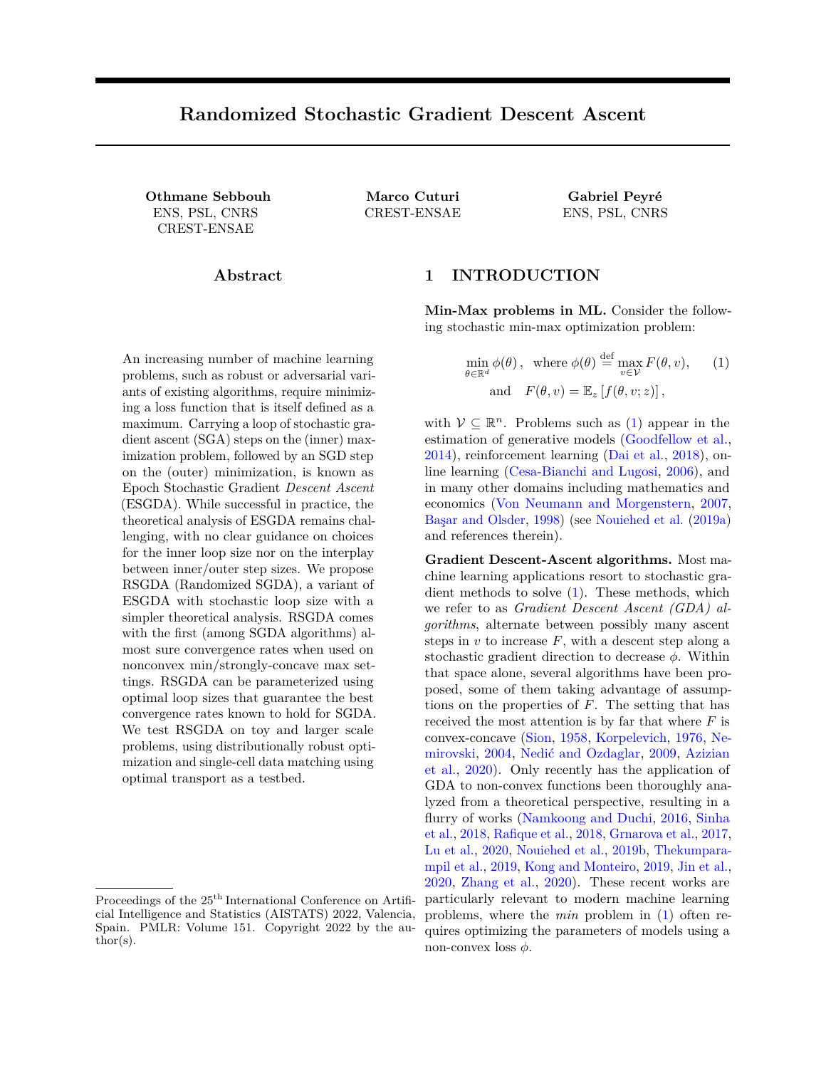# Randomized Stochastic Gradient Descent Ascent

**Othmane Sebbouh**
ENS, PSL, CNRS
CREST-ENSAE

**Marco Cuturi**
CREST-ENSAE

**Gabriel Peyré**
ENS, PSL, CNRS

## Abstract

An increasing number of machine learning problems, such as robust or adversarial variants of existing algorithms, require minimizing a loss function that is itself defined as a maximum. Carrying a loop of stochastic gradient ascent (SGA) steps on the (inner) maximization problem, followed by an SGD step on the (outer) minimization, is known as Epoch Stochastic Gradient *Descent Ascent* (ESGDA). While successful in practice, the theoretical analysis of ESGDA remains challenging, with no clear guidance on choices for the inner loop size nor on the interplay between inner/outer step sizes. We propose RSGDA (Randomized SGDA), a variant of ESGDA with stochastic loop size with a simpler theoretical analysis. RSGDA comes with the first (among SGDA algorithms) almost sure convergence rates when used on nonconvex min/strongly-concave max settings. RSGDA can be parameterized using optimal loop sizes that guarantee the best convergence rates known to hold for SGDA. We test RSGDA on toy and larger scale problems, using distributionally robust optimization and single-cell data matching using optimal transport as a testbed.

## 1 INTRODUCTION

**Min-Max problems in ML.** Consider the following stochastic min-max optimization problem:

$$\min_{\theta \in \mathbb{R}^d} \phi(\theta), \quad \text{where } \phi(\theta) \stackrel{\text{def}}{=} \max_{v \in \mathcal{V}} F(\theta, v), \qquad (1)$$
$$\text{and} \quad F(\theta, v) = \mathbb{E}_z \left[ f(\theta, v; z) \right],$$

with $\mathcal{V} \subseteq \mathbb{R}^n$. Problems such as (1) appear in the estimation of generative models (Goodfellow et al., 2014), reinforcement learning (Dai et al., 2018), online learning (Cesa-Bianchi and Lugosi, 2006), and in many other domains including mathematics and economics (Von Neumann and Morgenstern, 2007, Başar and Olsder, 1998) (see Nouiehed et al. (2019a) and references therein).

**Gradient Descent-Ascent algorithms.** Most machine learning applications resort to stochastic gradient methods to solve (1). These methods, which we refer to as *Gradient Descent Ascent (GDA) algorithms*, alternate between possibly many ascent steps in $v$ to increase $F$, with a descent step along a stochastic gradient direction to decrease $\phi$. Within that space alone, several algorithms have been proposed, some of them taking advantage of assumptions on the properties of $F$. The setting that has received the most attention is by far that where $F$ is convex-concave (Sion, 1958, Korpelevich, 1976, Nemirovski, 2004, Nedić and Ozdaglar, 2009, Azizian et al., 2020). Only recently has the application of GDA to non-convex functions been thoroughly analyzed from a theoretical perspective, resulting in a flurry of works (Namkoong and Duchi, 2016, Sinha et al., 2018, Rafique et al., 2018, Grnarova et al., 2017, Lu et al., 2020, Nouiehed et al., 2019b, Thekumparampil et al., 2019, Kong and Monteiro, 2019, Jin et al., 2020, Zhang et al., 2020). These recent works are particularly relevant to modern machine learning problems, where the *min* problem in (1) often requires optimizing the parameters of models using a non-convex loss $\phi$.

Proceedings of the 25[th] International Conference on Artificial Intelligence and Statistics (AISTATS) 2022, Valencia, Spain. PMLR: Volume 151. Copyright 2022 by the author(s).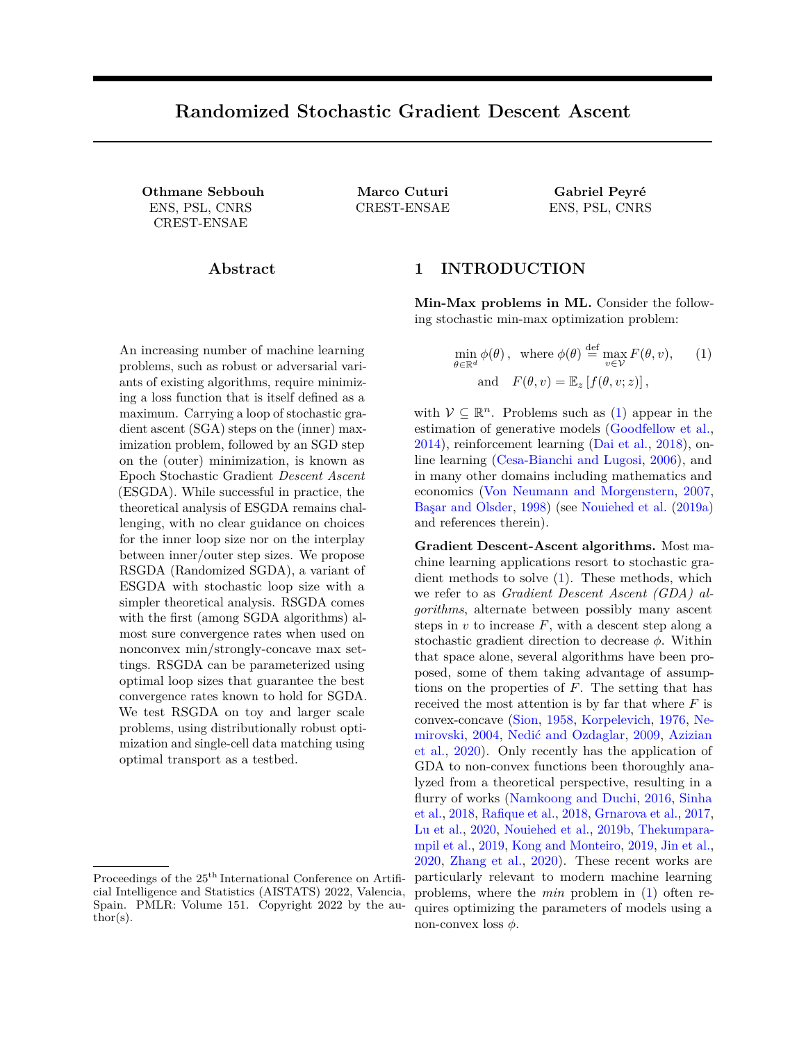# Randomized Stochastic Gradient Descent Ascent

**Othmane Sebbouh**
ENS, PSL, CNRS
CREST-ENSAE

**Marco Cuturi**
CREST-ENSAE

**Gabriel Peyré**
ENS, PSL, CNRS

## Abstract

An increasing number of machine learning problems, such as robust or adversarial variants of existing algorithms, require minimizing a loss function that is itself defined as a maximum. Carrying a loop of stochastic gradient ascent (SGA) steps on the (inner) maximization problem, followed by an SGD step on the (outer) minimization, is known as Epoch Stochastic Gradient *Descent Ascent* (ESGDA). While successful in practice, the theoretical analysis of ESGDA remains challenging, with no clear guidance on choices for the inner loop size nor on the interplay between inner/outer step sizes. We propose RSGDA (Randomized SGDA), a variant of ESGDA with stochastic loop size with a simpler theoretical analysis. RSGDA comes with the first (among SGDA algorithms) almost sure convergence rates when used on nonconvex min/strongly-concave max settings. RSGDA can be parameterized using optimal loop sizes that guarantee the best convergence rates known to hold for SGDA. We test RSGDA on toy and larger scale problems, using distributionally robust optimization and single-cell data matching using optimal transport as a testbed.

Proceedings of the 25[th] International Conference on Artificial Intelligence and Statistics (AISTATS) 2022, Valencia, Spain. PMLR: Volume 151. Copyright 2022 by the author(s).

## 1 INTRODUCTION

**Min-Max problems in ML.** Consider the following stochastic min-max optimization problem:

$$\min_{\theta \in \mathbb{R}^d} \phi(\theta), \quad \text{where } \phi(\theta) \overset{\text{def}}{=} \max_{v \in \mathcal{V}} F(\theta, v), \qquad (1)$$
$$\text{and} \quad F(\theta, v) = \mathbb{E}_z \left[ f(\theta, v; z) \right],$$

with $\mathcal{V} \subseteq \mathbb{R}^n$. Problems such as (1) appear in the estimation of generative models (Goodfellow et al., 2014), reinforcement learning (Dai et al., 2018), online learning (Cesa-Bianchi and Lugosi, 2006), and in many other domains including mathematics and economics (Von Neumann and Morgenstern, 2007, Başar and Olsder, 1998) (see Nouiehed et al. (2019a) and references therein).

**Gradient Descent-Ascent algorithms.** Most machine learning applications resort to stochastic gradient methods to solve (1). These methods, which we refer to as *Gradient Descent Ascent (GDA) algorithms*, alternate between possibly many ascent steps in $v$ to increase $F$, with a descent step along a stochastic gradient direction to decrease $\phi$. Within that space alone, several algorithms have been proposed, some of them taking advantage of assumptions on the properties of $F$. The setting that has received the most attention is by far that where $F$ is convex-concave (Sion, 1958, Korpelevich, 1976, Nemirovski, 2004, Nedić and Ozdaglar, 2009, Azizian et al., 2020). Only recently has the application of GDA to non-convex functions been thoroughly analyzed from a theoretical perspective, resulting in a flurry of works (Namkoong and Duchi, 2016, Sinha et al., 2018, Rafique et al., 2018, Grnarova et al., 2017, Lu et al., 2020, Nouiehed et al., 2019b, Thekumparampil et al., 2019, Kong and Monteiro, 2019, Jin et al., 2020, Zhang et al., 2020). These recent works are particularly relevant to modern machine learning problems, where the *min* problem in (1) often requires optimizing the parameters of models using a non-convex loss $\phi$.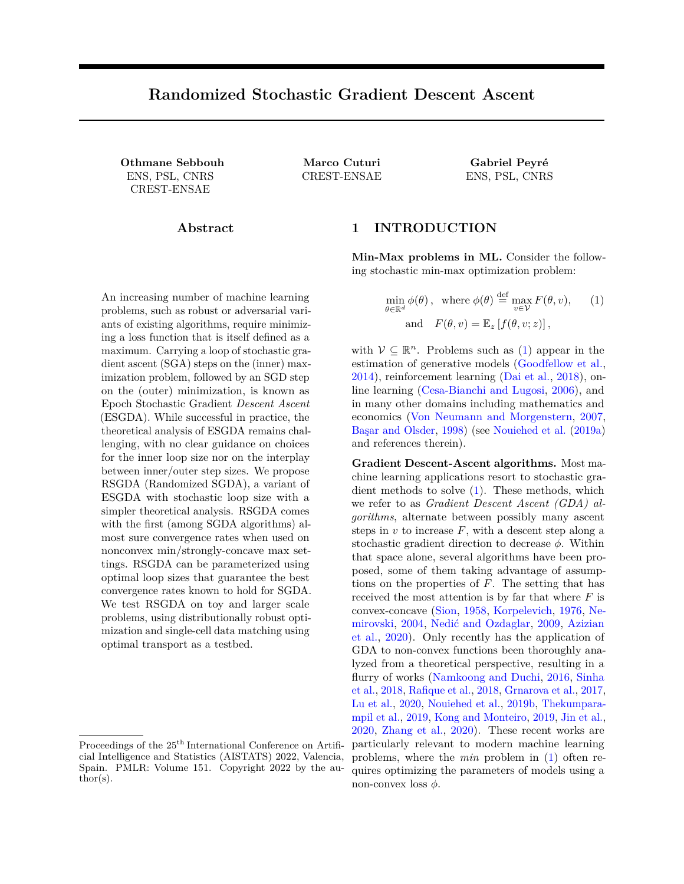# Randomized Stochastic Gradient Descent Ascent

**Othmane Sebbouh**
ENS, PSL, CNRS
CREST-ENSAE

**Marco Cuturi**
CREST-ENSAE

**Gabriel Peyré**
ENS, PSL, CNRS

## Abstract

An increasing number of machine learning problems, such as robust or adversarial variants of existing algorithms, require minimizing a loss function that is itself defined as a maximum. Carrying a loop of stochastic gradient ascent (SGA) steps on the (inner) maximization problem, followed by an SGD step on the (outer) minimization, is known as Epoch Stochastic Gradient *Descent Ascent* (ESGDA). While successful in practice, the theoretical analysis of ESGDA remains challenging, with no clear guidance on choices for the inner loop size nor on the interplay between inner/outer step sizes. We propose RSGDA (Randomized SGDA), a variant of ESGDA with stochastic loop size with a simpler theoretical analysis. RSGDA comes with the first (among SGDA algorithms) almost sure convergence rates when used on nonconvex min/strongly-concave max settings. RSGDA can be parameterized using optimal loop sizes that guarantee the best convergence rates known to hold for SGDA. We test RSGDA on toy and larger scale problems, using distributionally robust optimization and single-cell data matching using optimal transport as a testbed.

Proceedings of the 25[th] International Conference on Artificial Intelligence and Statistics (AISTATS) 2022, Valencia, Spain. PMLR: Volume 151. Copyright 2022 by the author(s).

## 1 INTRODUCTION

**Min-Max problems in ML.** Consider the following stochastic min-max optimization problem:

$$\min_{\theta \in \mathbb{R}^d} \phi(\theta), \quad \text{where } \phi(\theta) \overset{\text{def}}{=} \max_{v \in \mathcal{V}} F(\theta, v), \qquad (1)$$
$$\text{and} \quad F(\theta, v) = \mathbb{E}_z \left[ f(\theta, v; z) \right],$$

with $\mathcal{V} \subseteq \mathbb{R}^n$. Problems such as (1) appear in the estimation of generative models (Goodfellow et al., 2014), reinforcement learning (Dai et al., 2018), online learning (Cesa-Bianchi and Lugosi, 2006), and in many other domains including mathematics and economics (Von Neumann and Morgenstern, 2007, Başar and Olsder, 1998) (see Nouiehed et al. (2019a) and references therein).

**Gradient Descent-Ascent algorithms.** Most machine learning applications resort to stochastic gradient methods to solve (1). These methods, which we refer to as *Gradient Descent Ascent (GDA) algorithms*, alternate between possibly many ascent steps in $v$ to increase $F$, with a descent step along a stochastic gradient direction to decrease $\phi$. Within that space alone, several algorithms have been proposed, some of them taking advantage of assumptions on the properties of $F$. The setting that has received the most attention is by far that where $F$ is convex-concave (Sion, 1958, Korpelevich, 1976, Nemirovski, 2004, Nedić and Ozdaglar, 2009, Azizian et al., 2020). Only recently has the application of GDA to non-convex functions been thoroughly analyzed from a theoretical perspective, resulting in a flurry of works (Namkoong and Duchi, 2016, Sinha et al., 2018, Rafique et al., 2018, Grnarova et al., 2017, Lu et al., 2020, Nouiehed et al., 2019b, Thekumparampil et al., 2019, Kong and Monteiro, 2019, Jin et al., 2020, Zhang et al., 2020). These recent works are particularly relevant to modern machine learning problems, where the *min* problem in (1) often requires optimizing the parameters of models using a non-convex loss $\phi$.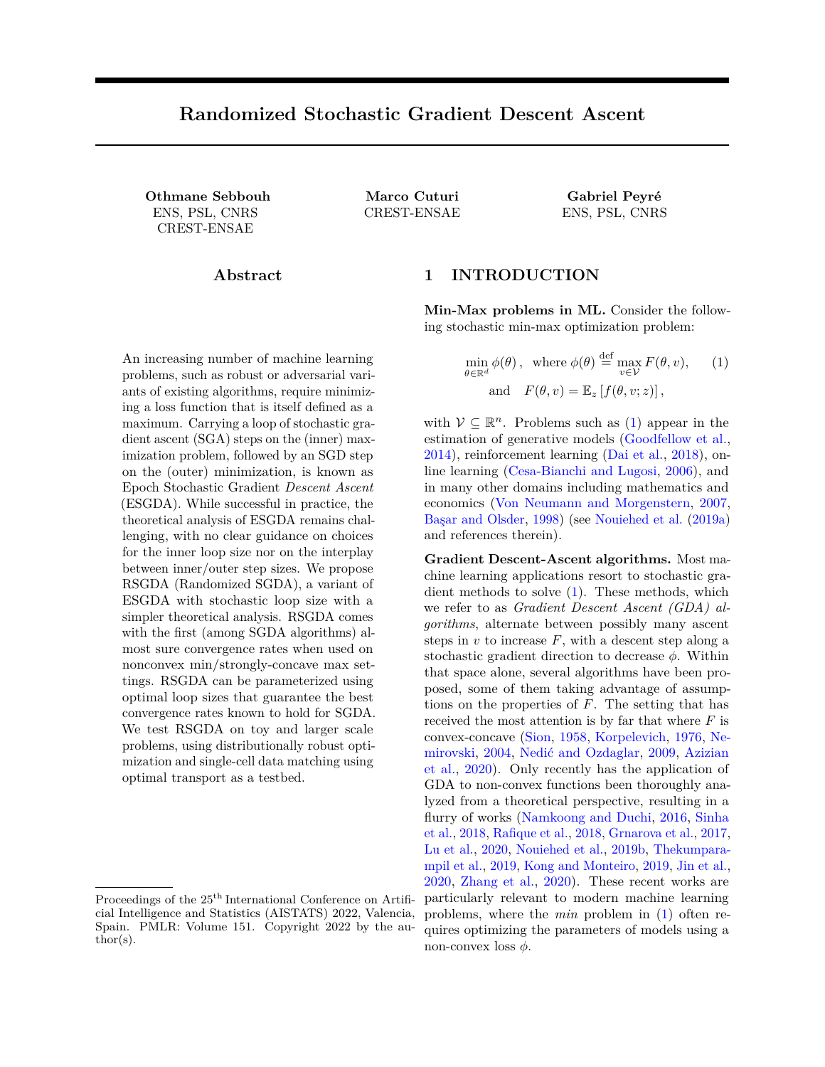# Randomized Stochastic Gradient Descent Ascent

**Othmane Sebbouh**
ENS, PSL, CNRS
CREST-ENSAE

**Marco Cuturi**
CREST-ENSAE

**Gabriel Peyré**
ENS, PSL, CNRS

## Abstract

An increasing number of machine learning problems, such as robust or adversarial variants of existing algorithms, require minimizing a loss function that is itself defined as a maximum. Carrying a loop of stochastic gradient ascent (SGA) steps on the (inner) maximization problem, followed by an SGD step on the (outer) minimization, is known as Epoch Stochastic Gradient *Descent Ascent* (ESGDA). While successful in practice, the theoretical analysis of ESGDA remains challenging, with no clear guidance on choices for the inner loop size nor on the interplay between inner/outer step sizes. We propose RSGDA (Randomized SGDA), a variant of ESGDA with stochastic loop size with a simpler theoretical analysis. RSGDA comes with the first (among SGDA algorithms) almost sure convergence rates when used on nonconvex min/strongly-concave max settings. RSGDA can be parameterized using optimal loop sizes that guarantee the best convergence rates known to hold for SGDA. We test RSGDA on toy and larger scale problems, using distributionally robust optimization and single-cell data matching using optimal transport as a testbed.

## 1 INTRODUCTION

**Min-Max problems in ML.** Consider the following stochastic min-max optimization problem:

$$\min_{\theta \in \mathbb{R}^d} \phi(\theta), \quad \text{where } \phi(\theta) \overset{\text{def}}{=} \max_{v \in \mathcal{V}} F(\theta, v), \qquad (1)$$
$$\text{and} \quad F(\theta, v) = \mathbb{E}_z \left[ f(\theta, v; z) \right],$$

with $\mathcal{V} \subseteq \mathbb{R}^n$. Problems such as (1) appear in the estimation of generative models (Goodfellow et al., 2014), reinforcement learning (Dai et al., 2018), online learning (Cesa-Bianchi and Lugosi, 2006), and in many other domains including mathematics and economics (Von Neumann and Morgenstern, 2007, Başar and Olsder, 1998) (see Nouiehed et al. (2019a) and references therein).

**Gradient Descent-Ascent algorithms.** Most machine learning applications resort to stochastic gradient methods to solve (1). These methods, which we refer to as *Gradient Descent Ascent (GDA) algorithms*, alternate between possibly many ascent steps in $v$ to increase $F$, with a descent step along a stochastic gradient direction to decrease $\phi$. Within that space alone, several algorithms have been proposed, some of them taking advantage of assumptions on the properties of $F$. The setting that has received the most attention is by far that where $F$ is convex-concave (Sion, 1958, Korpelevich, 1976, Nemirovski, 2004, Nedić and Ozdaglar, 2009, Azizian et al., 2020). Only recently has the application of GDA to non-convex functions been thoroughly analyzed from a theoretical perspective, resulting in a flurry of works (Namkoong and Duchi, 2016, Sinha et al., 2018, Rafique et al., 2018, Grnarova et al., 2017, Lu et al., 2020, Nouiehed et al., 2019b, Thekumparampil et al., 2019, Kong and Monteiro, 2019, Jin et al., 2020, Zhang et al., 2020). These recent works are particularly relevant to modern machine learning problems, where the *min* problem in (1) often requires optimizing the parameters of models using a non-convex loss $\phi$.

Proceedings of the 25[th] International Conference on Artificial Intelligence and Statistics (AISTATS) 2022, Valencia, Spain. PMLR: Volume 151. Copyright 2022 by the author(s).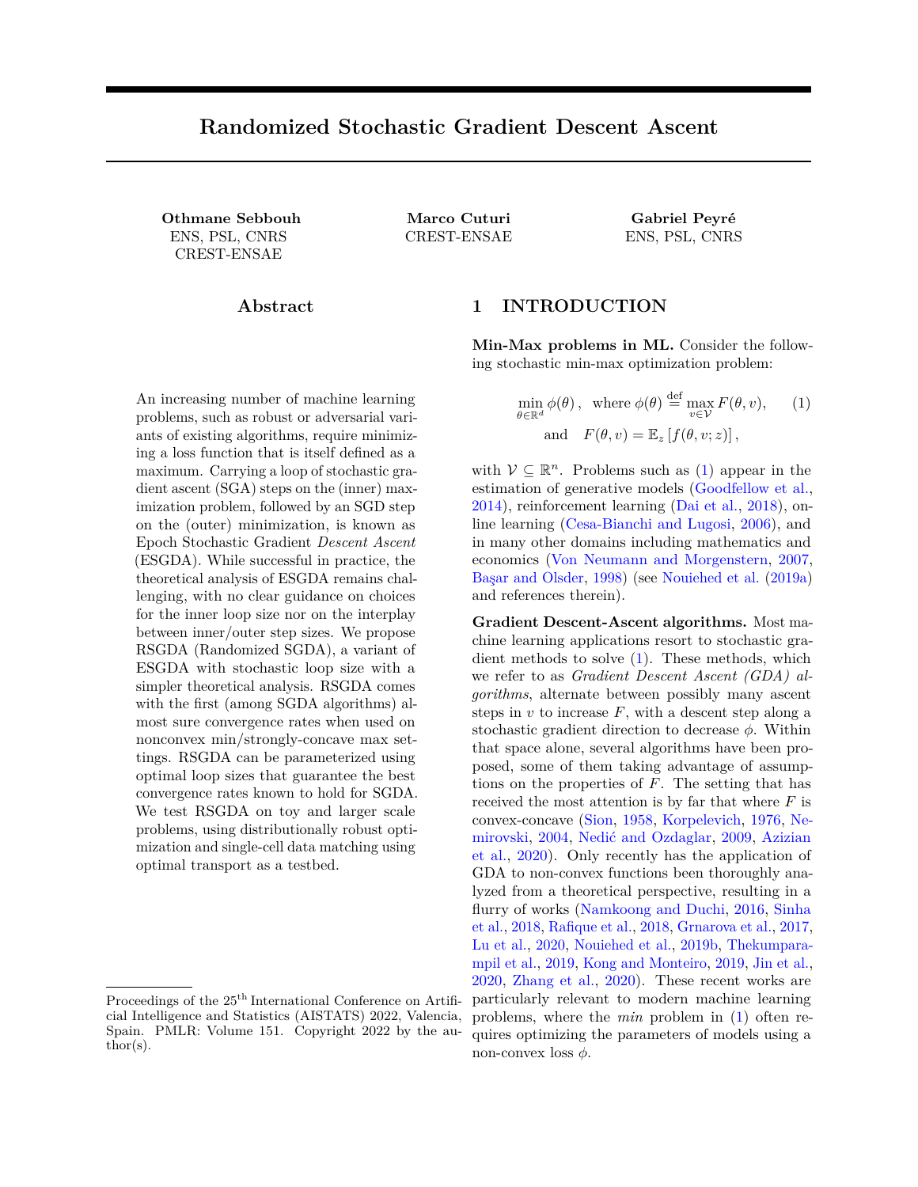# Randomized Stochastic Gradient Descent Ascent

**Othmane Sebbouh**
ENS, PSL, CNRS
CREST-ENSAE

**Marco Cuturi**
CREST-ENSAE

**Gabriel Peyré**
ENS, PSL, CNRS

## Abstract

An increasing number of machine learning problems, such as robust or adversarial variants of existing algorithms, require minimizing a loss function that is itself defined as a maximum. Carrying a loop of stochastic gradient ascent (SGA) steps on the (inner) maximization problem, followed by an SGD step on the (outer) minimization, is known as Epoch Stochastic Gradient *Descent Ascent* (ESGDA). While successful in practice, the theoretical analysis of ESGDA remains challenging, with no clear guidance on choices for the inner loop size nor on the interplay between inner/outer step sizes. We propose RSGDA (Randomized SGDA), a variant of ESGDA with stochastic loop size with a simpler theoretical analysis. RSGDA comes with the first (among SGDA algorithms) almost sure convergence rates when used on nonconvex min/strongly-concave max settings. RSGDA can be parameterized using optimal loop sizes that guarantee the best convergence rates known to hold for SGDA. We test RSGDA on toy and larger scale problems, using distributionally robust optimization and single-cell data matching using optimal transport as a testbed.

## 1 INTRODUCTION

**Min-Max problems in ML.** Consider the following stochastic min-max optimization problem:

$$\min_{\theta \in \mathbb{R}^d} \phi(\theta), \quad \text{where } \phi(\theta) \overset{\text{def}}{=} \max_{v \in \mathcal{V}} F(\theta, v), \qquad (1)$$
$$\text{and} \quad F(\theta, v) = \mathbb{E}_z \left[ f(\theta, v; z) \right],$$

with $\mathcal{V} \subseteq \mathbb{R}^n$. Problems such as (1) appear in the estimation of generative models (Goodfellow et al., 2014), reinforcement learning (Dai et al., 2018), online learning (Cesa-Bianchi and Lugosi, 2006), and in many other domains including mathematics and economics (Von Neumann and Morgenstern, 2007, Başar and Olsder, 1998) (see Nouiehed et al. (2019a) and references therein).

**Gradient Descent-Ascent algorithms.** Most machine learning applications resort to stochastic gradient methods to solve (1). These methods, which we refer to as *Gradient Descent Ascent (GDA) algorithms*, alternate between possibly many ascent steps in $v$ to increase $F$, with a descent step along a stochastic gradient direction to decrease $\phi$. Within that space alone, several algorithms have been proposed, some of them taking advantage of assumptions on the properties of $F$. The setting that has received the most attention is by far that where $F$ is convex-concave (Sion, 1958, Korpelevich, 1976, Nemirovski, 2004, Nedić and Ozdaglar, 2009, Azizian et al., 2020). Only recently has the application of GDA to non-convex functions been thoroughly analyzed from a theoretical perspective, resulting in a flurry of works (Namkoong and Duchi, 2016, Sinha et al., 2018, Rafique et al., 2018, Grnarova et al., 2017, Lu et al., 2020, Nouiehed et al., 2019b, Thekumparampil et al., 2019, Kong and Monteiro, 2019, Jin et al., 2020, Zhang et al., 2020). These recent works are particularly relevant to modern machine learning problems, where the *min* problem in (1) often requires optimizing the parameters of models using a non-convex loss $\phi$.

Proceedings of the 25[th] International Conference on Artificial Intelligence and Statistics (AISTATS) 2022, Valencia, Spain. PMLR: Volume 151. Copyright 2022 by the author(s).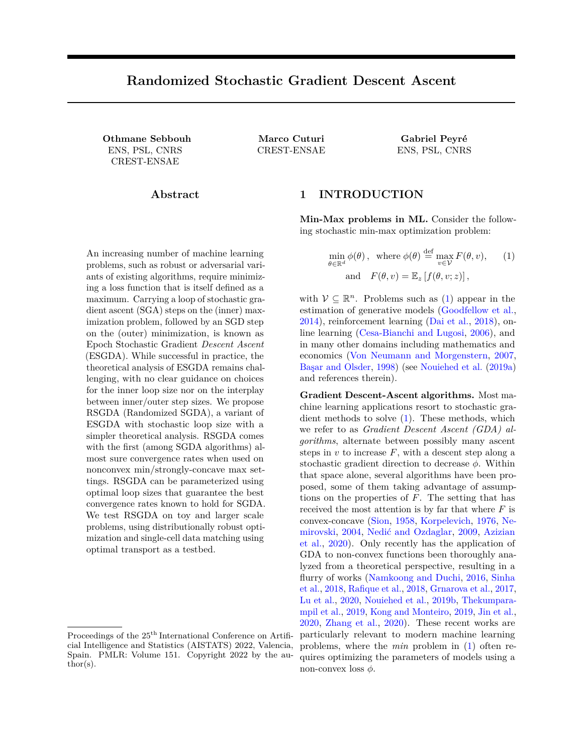# Randomized Stochastic Gradient Descent Ascent

**Othmane Sebbouh**
ENS, PSL, CNRS
CREST-ENSAE

**Marco Cuturi**
CREST-ENSAE

**Gabriel Peyré**
ENS, PSL, CNRS

## Abstract

An increasing number of machine learning problems, such as robust or adversarial variants of existing algorithms, require minimizing a loss function that is itself defined as a maximum. Carrying a loop of stochastic gradient ascent (SGA) steps on the (inner) maximization problem, followed by an SGD step on the (outer) minimization, is known as Epoch Stochastic Gradient *Descent Ascent* (ESGDA). While successful in practice, the theoretical analysis of ESGDA remains challenging, with no clear guidance on choices for the inner loop size nor on the interplay between inner/outer step sizes. We propose RSGDA (Randomized SGDA), a variant of ESGDA with stochastic loop size with a simpler theoretical analysis. RSGDA comes with the first (among SGDA algorithms) almost sure convergence rates when used on nonconvex min/strongly-concave max settings. RSGDA can be parameterized using optimal loop sizes that guarantee the best convergence rates known to hold for SGDA. We test RSGDA on toy and larger scale problems, using distributionally robust optimization and single-cell data matching using optimal transport as a testbed.

## 1 INTRODUCTION

**Min-Max problems in ML.** Consider the following stochastic min-max optimization problem:

$$\min_{\theta \in \mathbb{R}^d} \phi(\theta), \quad \text{where } \phi(\theta) \stackrel{\text{def}}{=} \max_{v \in \mathcal{V}} F(\theta, v), \qquad (1)$$
$$\text{and} \quad F(\theta, v) = \mathbb{E}_z \left[ f(\theta, v; z) \right],$$

with $\mathcal{V} \subseteq \mathbb{R}^n$. Problems such as (1) appear in the estimation of generative models (Goodfellow et al., 2014), reinforcement learning (Dai et al., 2018), online learning (Cesa-Bianchi and Lugosi, 2006), and in many other domains including mathematics and economics (Von Neumann and Morgenstern, 2007, Başar and Olsder, 1998) (see Nouiehed et al. (2019a) and references therein).

**Gradient Descent-Ascent algorithms.** Most machine learning applications resort to stochastic gradient methods to solve (1). These methods, which we refer to as *Gradient Descent Ascent (GDA) algorithms*, alternate between possibly many ascent steps in $v$ to increase $F$, with a descent step along a stochastic gradient direction to decrease $\phi$. Within that space alone, several algorithms have been proposed, some of them taking advantage of assumptions on the properties of $F$. The setting that has received the most attention is by far that where $F$ is convex-concave (Sion, 1958, Korpelevich, 1976, Nemirovski, 2004, Nedić and Ozdaglar, 2009, Azizian et al., 2020). Only recently has the application of GDA to non-convex functions been thoroughly analyzed from a theoretical perspective, resulting in a flurry of works (Namkoong and Duchi, 2016, Sinha et al., 2018, Rafique et al., 2018, Grnarova et al., 2017, Lu et al., 2020, Nouiehed et al., 2019b, Thekumparampil et al., 2019, Kong and Monteiro, 2019, Jin et al., 2020, Zhang et al., 2020). These recent works are particularly relevant to modern machine learning problems, where the *min* problem in (1) often requires optimizing the parameters of models using a non-convex loss $\phi$.

Proceedings of the 25[th] International Conference on Artificial Intelligence and Statistics (AISTATS) 2022, Valencia, Spain. PMLR: Volume 151. Copyright 2022 by the author(s).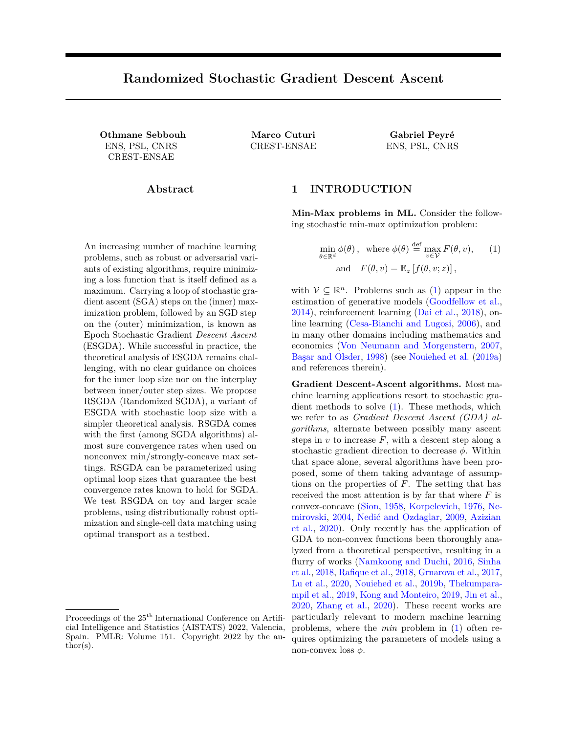# Randomized Stochastic Gradient Descent Ascent

**Othmane Sebbouh**
ENS, PSL, CNRS
CREST-ENSAE

**Marco Cuturi**
CREST-ENSAE

**Gabriel Peyré**
ENS, PSL, CNRS

## Abstract

An increasing number of machine learning problems, such as robust or adversarial variants of existing algorithms, require minimizing a loss function that is itself defined as a maximum. Carrying a loop of stochastic gradient ascent (SGA) steps on the (inner) maximization problem, followed by an SGD step on the (outer) minimization, is known as Epoch Stochastic Gradient *Descent Ascent* (ESGDA). While successful in practice, the theoretical analysis of ESGDA remains challenging, with no clear guidance on choices for the inner loop size nor on the interplay between inner/outer step sizes. We propose RSGDA (Randomized SGDA), a variant of ESGDA with stochastic loop size with a simpler theoretical analysis. RSGDA comes with the first (among SGDA algorithms) almost sure convergence rates when used on nonconvex min/strongly-concave max settings. RSGDA can be parameterized using optimal loop sizes that guarantee the best convergence rates known to hold for SGDA. We test RSGDA on toy and larger scale problems, using distributionally robust optimization and single-cell data matching using optimal transport as a testbed.

## 1 INTRODUCTION

**Min-Max problems in ML.** Consider the following stochastic min-max optimization problem:

$$\min_{\theta \in \mathbb{R}^d} \phi(\theta), \quad \text{where } \phi(\theta) \stackrel{\text{def}}{=} \max_{v \in \mathcal{V}} F(\theta, v), \qquad (1)$$
$$\text{and} \quad F(\theta, v) = \mathbb{E}_z \left[ f(\theta, v; z) \right],$$

with $\mathcal{V} \subseteq \mathbb{R}^n$. Problems such as (1) appear in the estimation of generative models (Goodfellow et al., 2014), reinforcement learning (Dai et al., 2018), online learning (Cesa-Bianchi and Lugosi, 2006), and in many other domains including mathematics and economics (Von Neumann and Morgenstern, 2007, Başar and Olsder, 1998) (see Nouiehed et al. (2019a) and references therein).

**Gradient Descent-Ascent algorithms.** Most machine learning applications resort to stochastic gradient methods to solve (1). These methods, which we refer to as *Gradient Descent Ascent (GDA) algorithms*, alternate between possibly many ascent steps in $v$ to increase $F$, with a descent step along a stochastic gradient direction to decrease $\phi$. Within that space alone, several algorithms have been proposed, some of them taking advantage of assumptions on the properties of $F$. The setting that has received the most attention is by far that where $F$ is convex-concave (Sion, 1958, Korpelevich, 1976, Nemirovski, 2004, Nedić and Ozdaglar, 2009, Azizian et al., 2020). Only recently has the application of GDA to non-convex functions been thoroughly analyzed from a theoretical perspective, resulting in a flurry of works (Namkoong and Duchi, 2016, Sinha et al., 2018, Rafique et al., 2018, Grnarova et al., 2017, Lu et al., 2020, Nouiehed et al., 2019b, Thekumparampil et al., 2019, Kong and Monteiro, 2019, Jin et al., 2020, Zhang et al., 2020). These recent works are particularly relevant to modern machine learning problems, where the *min* problem in (1) often requires optimizing the parameters of models using a non-convex loss $\phi$.

Proceedings of the 25[th] International Conference on Artificial Intelligence and Statistics (AISTATS) 2022, Valencia, Spain. PMLR: Volume 151. Copyright 2022 by the author(s).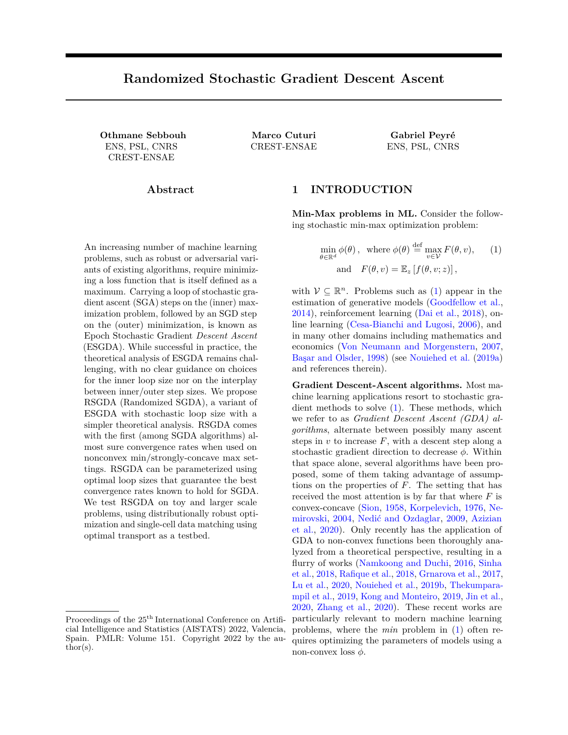# Randomized Stochastic Gradient Descent Ascent

**Othmane Sebbouh**
ENS, PSL, CNRS
CREST-ENSAE

**Marco Cuturi**
CREST-ENSAE

**Gabriel Peyré**
ENS, PSL, CNRS

## Abstract

An increasing number of machine learning problems, such as robust or adversarial variants of existing algorithms, require minimizing a loss function that is itself defined as a maximum. Carrying a loop of stochastic gradient ascent (SGA) steps on the (inner) maximization problem, followed by an SGD step on the (outer) minimization, is known as Epoch Stochastic Gradient *Descent Ascent* (ESGDA). While successful in practice, the theoretical analysis of ESGDA remains challenging, with no clear guidance on choices for the inner loop size nor on the interplay between inner/outer step sizes. We propose RSGDA (Randomized SGDA), a variant of ESGDA with stochastic loop size with a simpler theoretical analysis. RSGDA comes with the first (among SGDA algorithms) almost sure convergence rates when used on nonconvex min/strongly-concave max settings. RSGDA can be parameterized using optimal loop sizes that guarantee the best convergence rates known to hold for SGDA. We test RSGDA on toy and larger scale problems, using distributionally robust optimization and single-cell data matching using optimal transport as a testbed.

## 1 INTRODUCTION

**Min-Max problems in ML.** Consider the following stochastic min-max optimization problem:

$$\min_{\theta \in \mathbb{R}^d} \phi(\theta), \quad \text{where } \phi(\theta) \stackrel{\text{def}}{=} \max_{v \in \mathcal{V}} F(\theta, v), \qquad (1)$$
$$\text{and} \quad F(\theta, v) = \mathbb{E}_z \left[ f(\theta, v; z) \right],$$

with $\mathcal{V} \subseteq \mathbb{R}^n$. Problems such as (1) appear in the estimation of generative models (Goodfellow et al., 2014), reinforcement learning (Dai et al., 2018), online learning (Cesa-Bianchi and Lugosi, 2006), and in many other domains including mathematics and economics (Von Neumann and Morgenstern, 2007, Başar and Olsder, 1998) (see Nouiehed et al. (2019a) and references therein).

**Gradient Descent-Ascent algorithms.** Most machine learning applications resort to stochastic gradient methods to solve (1). These methods, which we refer to as *Gradient Descent Ascent (GDA) algorithms*, alternate between possibly many ascent steps in $v$ to increase $F$, with a descent step along a stochastic gradient direction to decrease $\phi$. Within that space alone, several algorithms have been proposed, some of them taking advantage of assumptions on the properties of $F$. The setting that has received the most attention is by far that where $F$ is convex-concave (Sion, 1958, Korpelevich, 1976, Nemirovski, 2004, Nedić and Ozdaglar, 2009, Azizian et al., 2020). Only recently has the application of GDA to non-convex functions been thoroughly analyzed from a theoretical perspective, resulting in a flurry of works (Namkoong and Duchi, 2016, Sinha et al., 2018, Rafique et al., 2018, Grnarova et al., 2017, Lu et al., 2020, Nouiehed et al., 2019b, Thekumparampil et al., 2019, Kong and Monteiro, 2019, Jin et al., 2020, Zhang et al., 2020). These recent works are particularly relevant to modern machine learning problems, where the *min* problem in (1) often requires optimizing the parameters of models using a non-convex loss $\phi$.

Proceedings of the 25[th] International Conference on Artificial Intelligence and Statistics (AISTATS) 2022, Valencia, Spain. PMLR: Volume 151. Copyright 2022 by the author(s).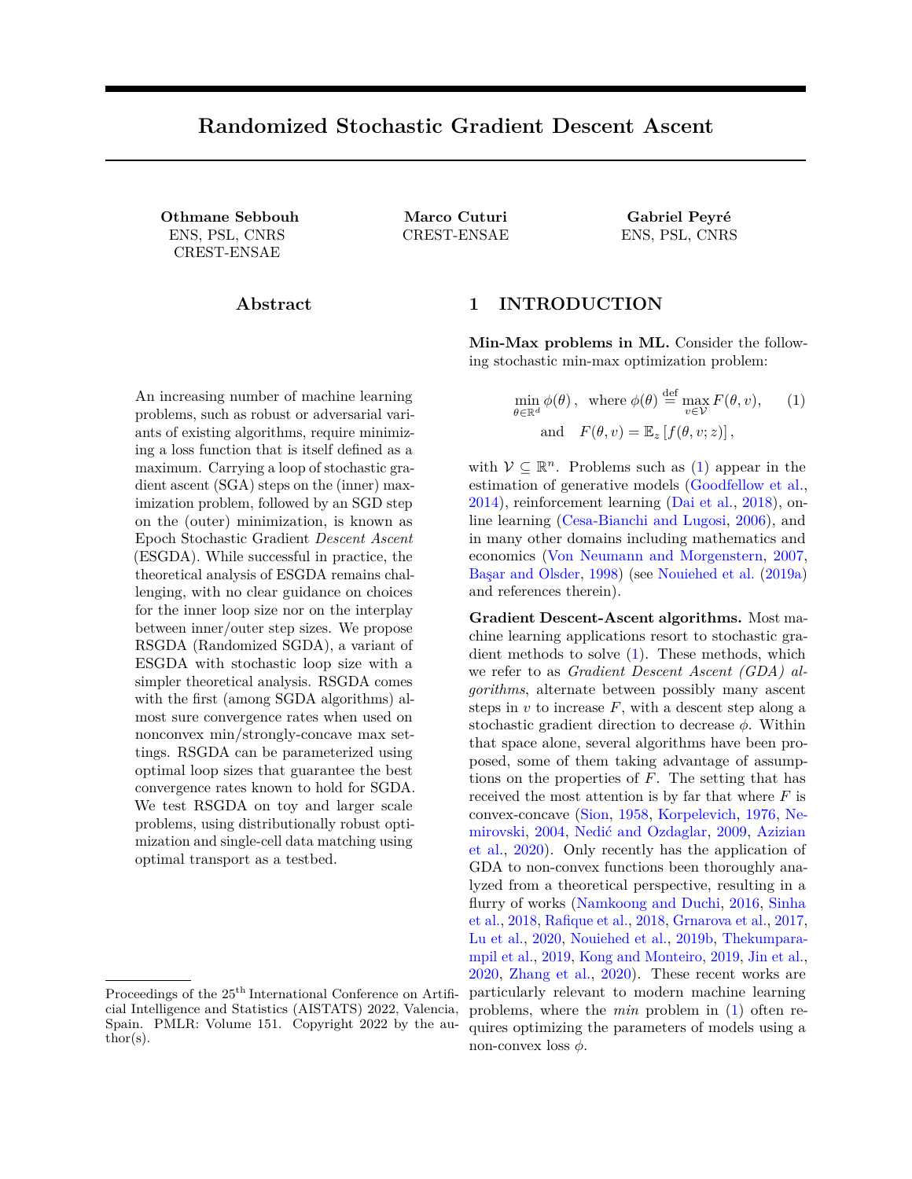# Randomized Stochastic Gradient Descent Ascent

**Othmane Sebbouh**
ENS, PSL, CNRS
CREST-ENSAE

**Marco Cuturi**
CREST-ENSAE

**Gabriel Peyré**
ENS, PSL, CNRS

## Abstract

An increasing number of machine learning problems, such as robust or adversarial variants of existing algorithms, require minimizing a loss function that is itself defined as a maximum. Carrying a loop of stochastic gradient ascent (SGA) steps on the (inner) maximization problem, followed by an SGD step on the (outer) minimization, is known as Epoch Stochastic Gradient *Descent Ascent* (ESGDA). While successful in practice, the theoretical analysis of ESGDA remains challenging, with no clear guidance on choices for the inner loop size nor on the interplay between inner/outer step sizes. We propose RSGDA (Randomized SGDA), a variant of ESGDA with stochastic loop size with a simpler theoretical analysis. RSGDA comes with the first (among SGDA algorithms) almost sure convergence rates when used on nonconvex min/strongly-concave max settings. RSGDA can be parameterized using optimal loop sizes that guarantee the best convergence rates known to hold for SGDA. We test RSGDA on toy and larger scale problems, using distributionally robust optimization and single-cell data matching using optimal transport as a testbed.

## 1 INTRODUCTION

**Min-Max problems in ML.** Consider the following stochastic min-max optimization problem:

$$\min_{\theta \in \mathbb{R}^d} \phi(\theta), \quad \text{where } \phi(\theta) \stackrel{\text{def}}{=} \max_{v \in \mathcal{V}} F(\theta, v), \qquad (1)$$
$$\text{and} \quad F(\theta, v) = \mathbb{E}_z \left[ f(\theta, v; z) \right],$$

with $\mathcal{V} \subseteq \mathbb{R}^n$. Problems such as (1) appear in the estimation of generative models (Goodfellow et al., 2014), reinforcement learning (Dai et al., 2018), online learning (Cesa-Bianchi and Lugosi, 2006), and in many other domains including mathematics and economics (Von Neumann and Morgenstern, 2007, Başar and Olsder, 1998) (see Nouiehed et al. (2019a) and references therein).

**Gradient Descent-Ascent algorithms.** Most machine learning applications resort to stochastic gradient methods to solve (1). These methods, which we refer to as *Gradient Descent Ascent (GDA) algorithms*, alternate between possibly many ascent steps in $v$ to increase $F$, with a descent step along a stochastic gradient direction to decrease $\phi$. Within that space alone, several algorithms have been proposed, some of them taking advantage of assumptions on the properties of $F$. The setting that has received the most attention is by far that where $F$ is convex-concave (Sion, 1958, Korpelevich, 1976, Nemirovski, 2004, Nedić and Ozdaglar, 2009, Azizian et al., 2020). Only recently has the application of GDA to non-convex functions been thoroughly analyzed from a theoretical perspective, resulting in a flurry of works (Namkoong and Duchi, 2016, Sinha et al., 2018, Rafique et al., 2018, Grnarova et al., 2017, Lu et al., 2020, Nouiehed et al., 2019b, Thekumparampil et al., 2019, Kong and Monteiro, 2019, Jin et al., 2020, Zhang et al., 2020). These recent works are particularly relevant to modern machine learning problems, where the *min* problem in (1) often requires optimizing the parameters of models using a non-convex loss $\phi$.

---

Proceedings of the 25[th] International Conference on Artificial Intelligence and Statistics (AISTATS) 2022, Valencia, Spain. PMLR: Volume 151. Copyright 2022 by the author(s).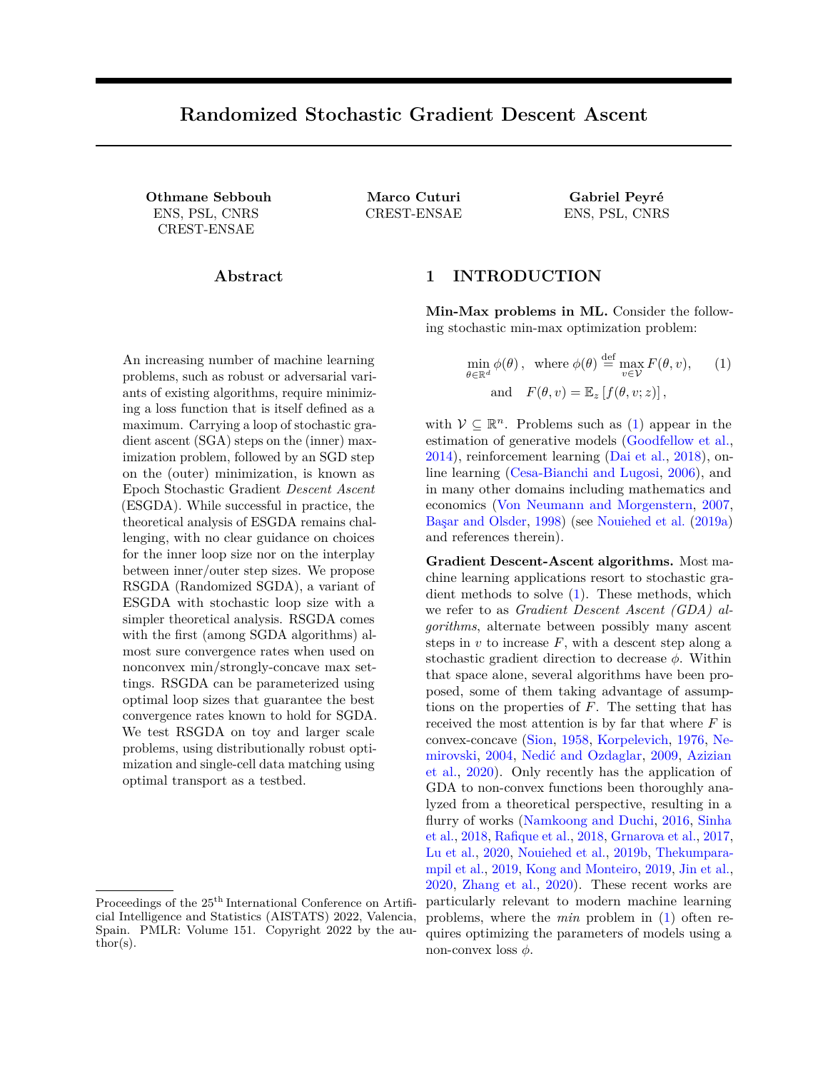# Randomized Stochastic Gradient Descent Ascent

**Othmane Sebbouh**
ENS, PSL, CNRS
CREST-ENSAE

**Marco Cuturi**
CREST-ENSAE

**Gabriel Peyré**
ENS, PSL, CNRS

## Abstract

An increasing number of machine learning problems, such as robust or adversarial variants of existing algorithms, require minimizing a loss function that is itself defined as a maximum. Carrying a loop of stochastic gradient ascent (SGA) steps on the (inner) maximization problem, followed by an SGD step on the (outer) minimization, is known as Epoch Stochastic Gradient *Descent Ascent* (ESGDA). While successful in practice, the theoretical analysis of ESGDA remains challenging, with no clear guidance on choices for the inner loop size nor on the interplay between inner/outer step sizes. We propose RSGDA (Randomized SGDA), a variant of ESGDA with stochastic loop size with a simpler theoretical analysis. RSGDA comes with the first (among SGDA algorithms) almost sure convergence rates when used on nonconvex min/strongly-concave max settings. RSGDA can be parameterized using optimal loop sizes that guarantee the best convergence rates known to hold for SGDA. We test RSGDA on toy and larger scale problems, using distributionally robust optimization and single-cell data matching using optimal transport as a testbed.

## 1 INTRODUCTION

**Min-Max problems in ML.** Consider the following stochastic min-max optimization problem:

$$\min_{\theta \in \mathbb{R}^d} \phi(\theta), \ \text{ where } \phi(\theta) \stackrel{\text{def}}{=} \max_{v \in \mathcal{V}} F(\theta, v), \qquad (1)$$
$$\text{and} \quad F(\theta, v) = \mathbb{E}_z \left[ f(\theta, v; z) \right],$$

with $\mathcal{V} \subseteq \mathbb{R}^n$. Problems such as (1) appear in the estimation of generative models (Goodfellow et al., 2014), reinforcement learning (Dai et al., 2018), online learning (Cesa-Bianchi and Lugosi, 2006), and in many other domains including mathematics and economics (Von Neumann and Morgenstern, 2007, Başar and Olsder, 1998) (see Nouiehed et al. (2019a) and references therein).

**Gradient Descent-Ascent algorithms.** Most machine learning applications resort to stochastic gradient methods to solve (1). These methods, which we refer to as *Gradient Descent Ascent (GDA) algorithms*, alternate between possibly many ascent steps in $v$ to increase $F$, with a descent step along a stochastic gradient direction to decrease $\phi$. Within that space alone, several algorithms have been proposed, some of them taking advantage of assumptions on the properties of $F$. The setting that has received the most attention is by far that where $F$ is convex-concave (Sion, 1958, Korpelevich, 1976, Nemirovski, 2004, Nedić and Ozdaglar, 2009, Azizian et al., 2020). Only recently has the application of GDA to non-convex functions been thoroughly analyzed from a theoretical perspective, resulting in a flurry of works (Namkoong and Duchi, 2016, Sinha et al., 2018, Rafique et al., 2018, Grnarova et al., 2017, Lu et al., 2020, Nouiehed et al., 2019b, Thekumparampil et al., 2019, Kong and Monteiro, 2019, Jin et al., 2020, Zhang et al., 2020). These recent works are particularly relevant to modern machine learning problems, where the *min* problem in (1) often requires optimizing the parameters of models using a non-convex loss $\phi$.

Proceedings of the 25[th] International Conference on Artificial Intelligence and Statistics (AISTATS) 2022, Valencia, Spain. PMLR: Volume 151. Copyright 2022 by the author(s).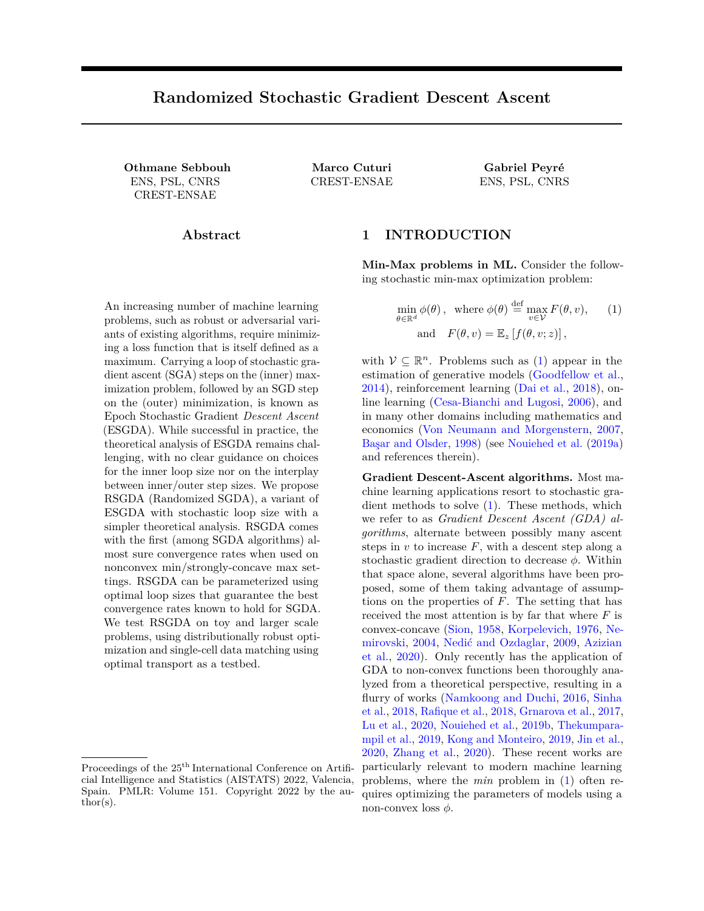# Randomized Stochastic Gradient Descent Ascent

**Othmane Sebbouh**
ENS, PSL, CNRS
CREST-ENSAE

**Marco Cuturi**
CREST-ENSAE

**Gabriel Peyré**
ENS, PSL, CNRS

## Abstract

An increasing number of machine learning problems, such as robust or adversarial variants of existing algorithms, require minimizing a loss function that is itself defined as a maximum. Carrying a loop of stochastic gradient ascent (SGA) steps on the (inner) maximization problem, followed by an SGD step on the (outer) minimization, is known as Epoch Stochastic Gradient *Descent Ascent* (ESGDA). While successful in practice, the theoretical analysis of ESGDA remains challenging, with no clear guidance on choices for the inner loop size nor on the interplay between inner/outer step sizes. We propose RSGDA (Randomized SGDA), a variant of ESGDA with stochastic loop size with a simpler theoretical analysis. RSGDA comes with the first (among SGDA algorithms) almost sure convergence rates when used on nonconvex min/strongly-concave max settings. RSGDA can be parameterized using optimal loop sizes that guarantee the best convergence rates known to hold for SGDA. We test RSGDA on toy and larger scale problems, using distributionally robust optimization and single-cell data matching using optimal transport as a testbed.

## 1 INTRODUCTION

**Min-Max problems in ML.** Consider the following stochastic min-max optimization problem:

$$\min_{\theta \in \mathbb{R}^d} \phi(\theta), \quad \text{where } \phi(\theta) \overset{\text{def}}{=} \max_{v \in \mathcal{V}} F(\theta, v), \qquad (1)$$
$$\text{and} \quad F(\theta, v) = \mathbb{E}_z\left[f(\theta, v; z)\right],$$

with $\mathcal{V} \subseteq \mathbb{R}^n$. Problems such as (1) appear in the estimation of generative models (Goodfellow et al., 2014), reinforcement learning (Dai et al., 2018), online learning (Cesa-Bianchi and Lugosi, 2006), and in many other domains including mathematics and economics (Von Neumann and Morgenstern, 2007, Başar and Olsder, 1998) (see Nouiehed et al. (2019a) and references therein).

**Gradient Descent-Ascent algorithms.** Most machine learning applications resort to stochastic gradient methods to solve (1). These methods, which we refer to as *Gradient Descent Ascent (GDA) algorithms*, alternate between possibly many ascent steps in $v$ to increase $F$, with a descent step along a stochastic gradient direction to decrease $\phi$. Within that space alone, several algorithms have been proposed, some of them taking advantage of assumptions on the properties of $F$. The setting that has received the most attention is by far that where $F$ is convex-concave (Sion, 1958, Korpelevich, 1976, Nemirovski, 2004, Nedić and Ozdaglar, 2009, Azizian et al., 2020). Only recently has the application of GDA to non-convex functions been thoroughly analyzed from a theoretical perspective, resulting in a flurry of works (Namkoong and Duchi, 2016, Sinha et al., 2018, Rafique et al., 2018, Grnarova et al., 2017, Lu et al., 2020, Nouiehed et al., 2019b, Thekumparampil et al., 2019, Kong and Monteiro, 2019, Jin et al., 2020, Zhang et al., 2020). These recent works are particularly relevant to modern machine learning problems, where the *min* problem in (1) often requires optimizing the parameters of models using a non-convex loss $\phi$.

Proceedings of the 25[th] International Conference on Artificial Intelligence and Statistics (AISTATS) 2022, Valencia, Spain. PMLR: Volume 151. Copyright 2022 by the author(s).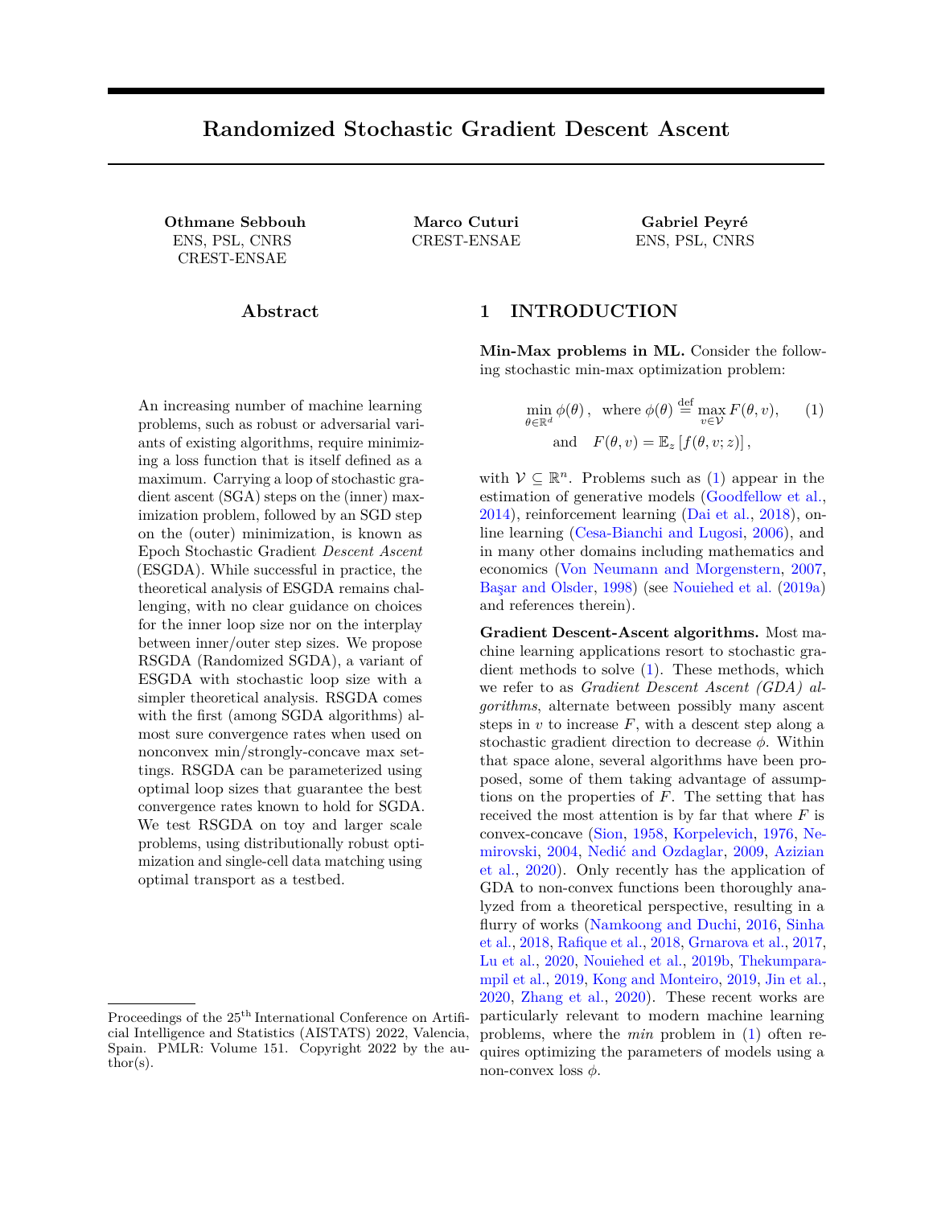# Randomized Stochastic Gradient Descent Ascent

**Othmane Sebbouh**
ENS, PSL, CNRS
CREST-ENSAE

**Marco Cuturi**
CREST-ENSAE

**Gabriel Peyré**
ENS, PSL, CNRS

## Abstract

An increasing number of machine learning problems, such as robust or adversarial variants of existing algorithms, require minimizing a loss function that is itself defined as a maximum. Carrying a loop of stochastic gradient ascent (SGA) steps on the (inner) maximization problem, followed by an SGD step on the (outer) minimization, is known as Epoch Stochastic Gradient *Descent Ascent* (ESGDA). While successful in practice, the theoretical analysis of ESGDA remains challenging, with no clear guidance on choices for the inner loop size nor on the interplay between inner/outer step sizes. We propose RSGDA (Randomized SGDA), a variant of ESGDA with stochastic loop size with a simpler theoretical analysis. RSGDA comes with the first (among SGDA algorithms) almost sure convergence rates when used on nonconvex min/strongly-concave max settings. RSGDA can be parameterized using optimal loop sizes that guarantee the best convergence rates known to hold for SGDA. We test RSGDA on toy and larger scale problems, using distributionally robust optimization and single-cell data matching using optimal transport as a testbed.

## 1 INTRODUCTION

**Min-Max problems in ML.** Consider the following stochastic min-max optimization problem:

$$\min_{\theta \in \mathbb{R}^d} \phi(\theta), \quad \text{where } \phi(\theta) \overset{\text{def}}{=} \max_{v \in \mathcal{V}} F(\theta, v), \qquad (1)$$
$$\text{and} \quad F(\theta, v) = \mathbb{E}_z\left[f(\theta, v; z)\right],$$

with $\mathcal{V} \subseteq \mathbb{R}^n$. Problems such as (1) appear in the estimation of generative models (Goodfellow et al., 2014), reinforcement learning (Dai et al., 2018), online learning (Cesa-Bianchi and Lugosi, 2006), and in many other domains including mathematics and economics (Von Neumann and Morgenstern, 2007, Başar and Olsder, 1998) (see Nouiehed et al. (2019a) and references therein).

**Gradient Descent-Ascent algorithms.** Most machine learning applications resort to stochastic gradient methods to solve (1). These methods, which we refer to as *Gradient Descent Ascent (GDA) algorithms*, alternate between possibly many ascent steps in $v$ to increase $F$, with a descent step along a stochastic gradient direction to decrease $\phi$. Within that space alone, several algorithms have been proposed, some of them taking advantage of assumptions on the properties of $F$. The setting that has received the most attention is by far that where $F$ is convex-concave (Sion, 1958, Korpelevich, 1976, Nemirovski, 2004, Nedić and Ozdaglar, 2009, Azizian et al., 2020). Only recently has the application of GDA to non-convex functions been thoroughly analyzed from a theoretical perspective, resulting in a flurry of works (Namkoong and Duchi, 2016, Sinha et al., 2018, Rafique et al., 2018, Grnarova et al., 2017, Lu et al., 2020, Nouiehed et al., 2019b, Thekumparampil et al., 2019, Kong and Monteiro, 2019, Jin et al., 2020, Zhang et al., 2020). These recent works are particularly relevant to modern machine learning problems, where the *min* problem in (1) often requires optimizing the parameters of models using a non-convex loss $\phi$.

Proceedings of the 25[th] International Conference on Artificial Intelligence and Statistics (AISTATS) 2022, Valencia, Spain. PMLR: Volume 151. Copyright 2022 by the author(s).